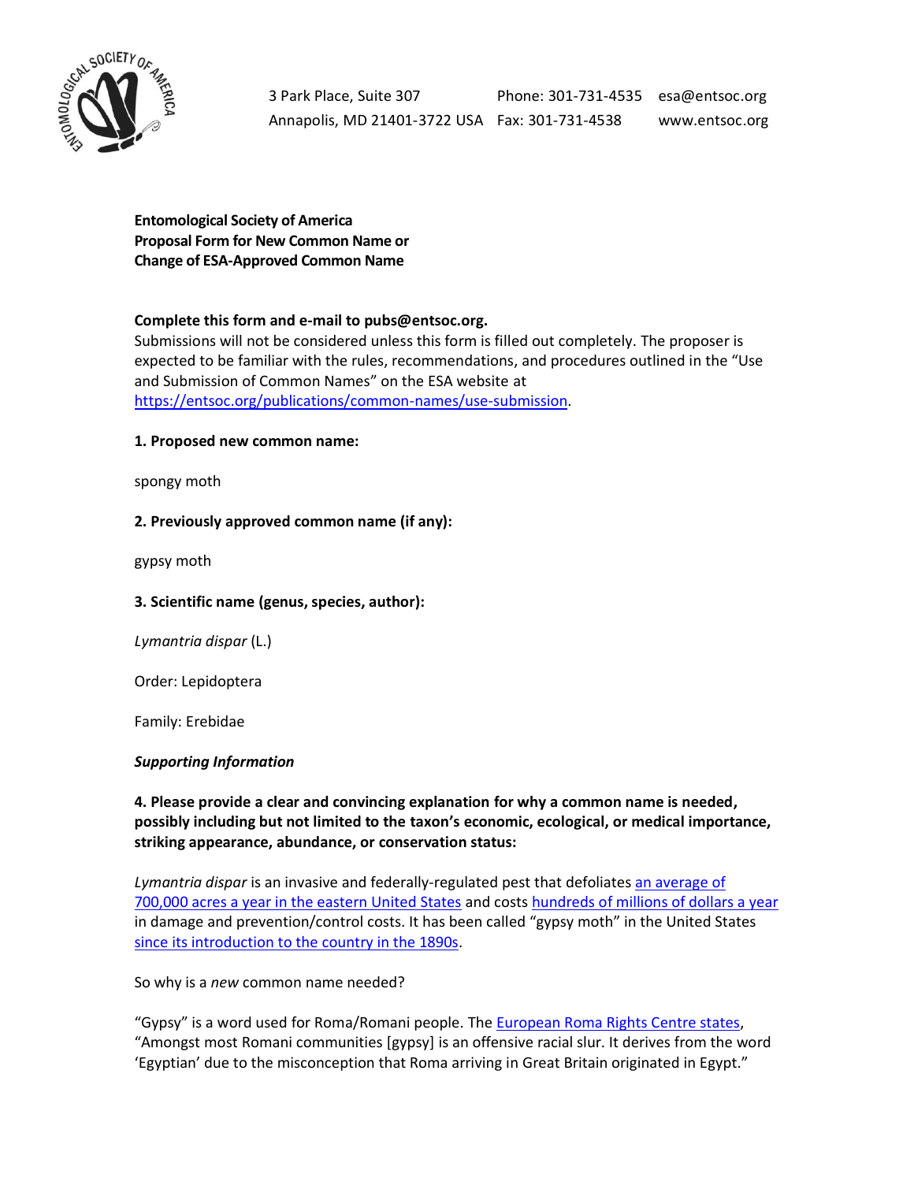3 Park Place, Suite 307
Annapolis, MD 21401-3722 USA

Phone: 301-731-4535
Fax: 301-731-4538

esa@entsoc.org
www.entsoc.org

**Entomological Society of America**
**Proposal Form for New Common Name or**
**Change of ESA-Approved Common Name**

**Complete this form and e-mail to pubs@entsoc.org.**
Submissions will not be considered unless this form is filled out completely. The proposer is expected to be familiar with the rules, recommendations, and procedures outlined in the "Use and Submission of Common Names" on the ESA website at https://entsoc.org/publications/common-names/use-submission.

**1. Proposed new common name:**

spongy moth

**2. Previously approved common name (if any):**

gypsy moth

**3. Scientific name (genus, species, author):**

*Lymantria dispar* (L.)

Order: Lepidoptera

Family: Erebidae

***Supporting Information***

**4. Please provide a clear and convincing explanation for why a common name is needed, possibly including but not limited to the taxon's economic, ecological, or medical importance, striking appearance, abundance, or conservation status:**

*Lymantria dispar* is an invasive and federally-regulated pest that defoliates an average of 700,000 acres a year in the eastern United States and costs hundreds of millions of dollars a year in damage and prevention/control costs. It has been called "gypsy moth" in the United States since its introduction to the country in the 1890s.

So why is a *new* common name needed?

"Gypsy" is a word used for Roma/Romani people. The European Roma Rights Centre states, "Amongst most Romani communities [gypsy] is an offensive racial slur. It derives from the word 'Egyptian' due to the misconception that Roma arriving in Great Britain originated in Egypt."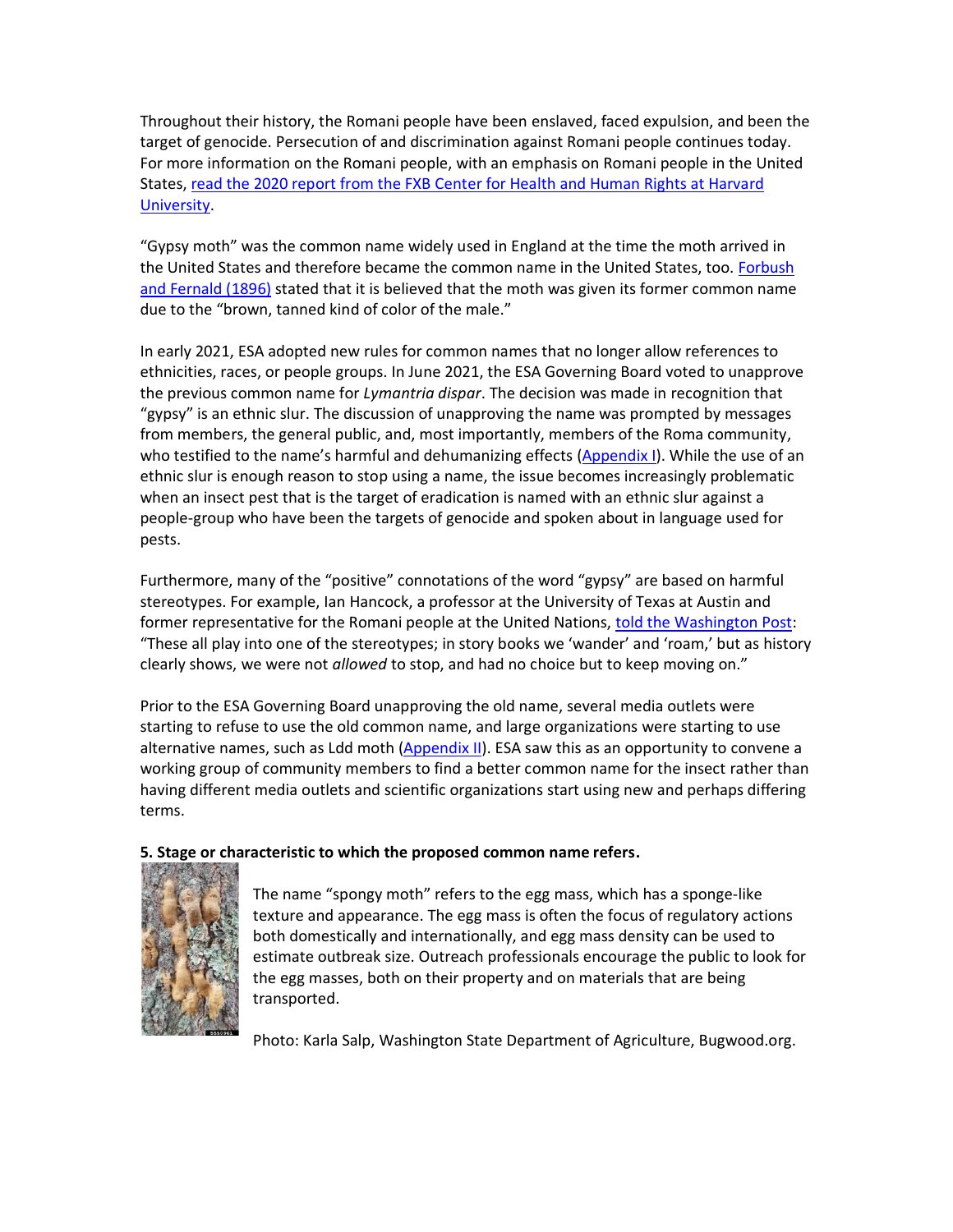Throughout their history, the Romani people have been enslaved, faced expulsion, and been the target of genocide. Persecution of and discrimination against Romani people continues today. For more information on the Romani people, with an emphasis on Romani people in the United States, read the 2020 report from the FXB Center for Health and Human Rights at Harvard University.

"Gypsy moth" was the common name widely used in England at the time the moth arrived in the United States and therefore became the common name in the United States, too. Forbush and Fernald (1896) stated that it is believed that the moth was given its former common name due to the "brown, tanned kind of color of the male."

In early 2021, ESA adopted new rules for common names that no longer allow references to ethnicities, races, or people groups. In June 2021, the ESA Governing Board voted to unapprove the previous common name for *Lymantria dispar*. The decision was made in recognition that "gypsy" is an ethnic slur. The discussion of unapproving the name was prompted by messages from members, the general public, and, most importantly, members of the Roma community, who testified to the name's harmful and dehumanizing effects (Appendix I). While the use of an ethnic slur is enough reason to stop using a name, the issue becomes increasingly problematic when an insect pest that is the target of eradication is named with an ethnic slur against a people-group who have been the targets of genocide and spoken about in language used for pests.

Furthermore, many of the "positive" connotations of the word "gypsy" are based on harmful stereotypes. For example, Ian Hancock, a professor at the University of Texas at Austin and former representative for the Romani people at the United Nations, told the Washington Post: "These all play into one of the stereotypes; in story books we 'wander' and 'roam,' but as history clearly shows, we were not *allowed* to stop, and had no choice but to keep moving on."

Prior to the ESA Governing Board unapproving the old name, several media outlets were starting to refuse to use the old common name, and large organizations were starting to use alternative names, such as Ldd moth (Appendix II). ESA saw this as an opportunity to convene a working group of community members to find a better common name for the insect rather than having different media outlets and scientific organizations start using new and perhaps differing terms.

**5. Stage or characteristic to which the proposed common name refers.**

The name "spongy moth" refers to the egg mass, which has a sponge-like texture and appearance. The egg mass is often the focus of regulatory actions both domestically and internationally, and egg mass density can be used to estimate outbreak size. Outreach professionals encourage the public to look for the egg masses, both on their property and on materials that are being transported.

Photo: Karla Salp, Washington State Department of Agriculture, Bugwood.org.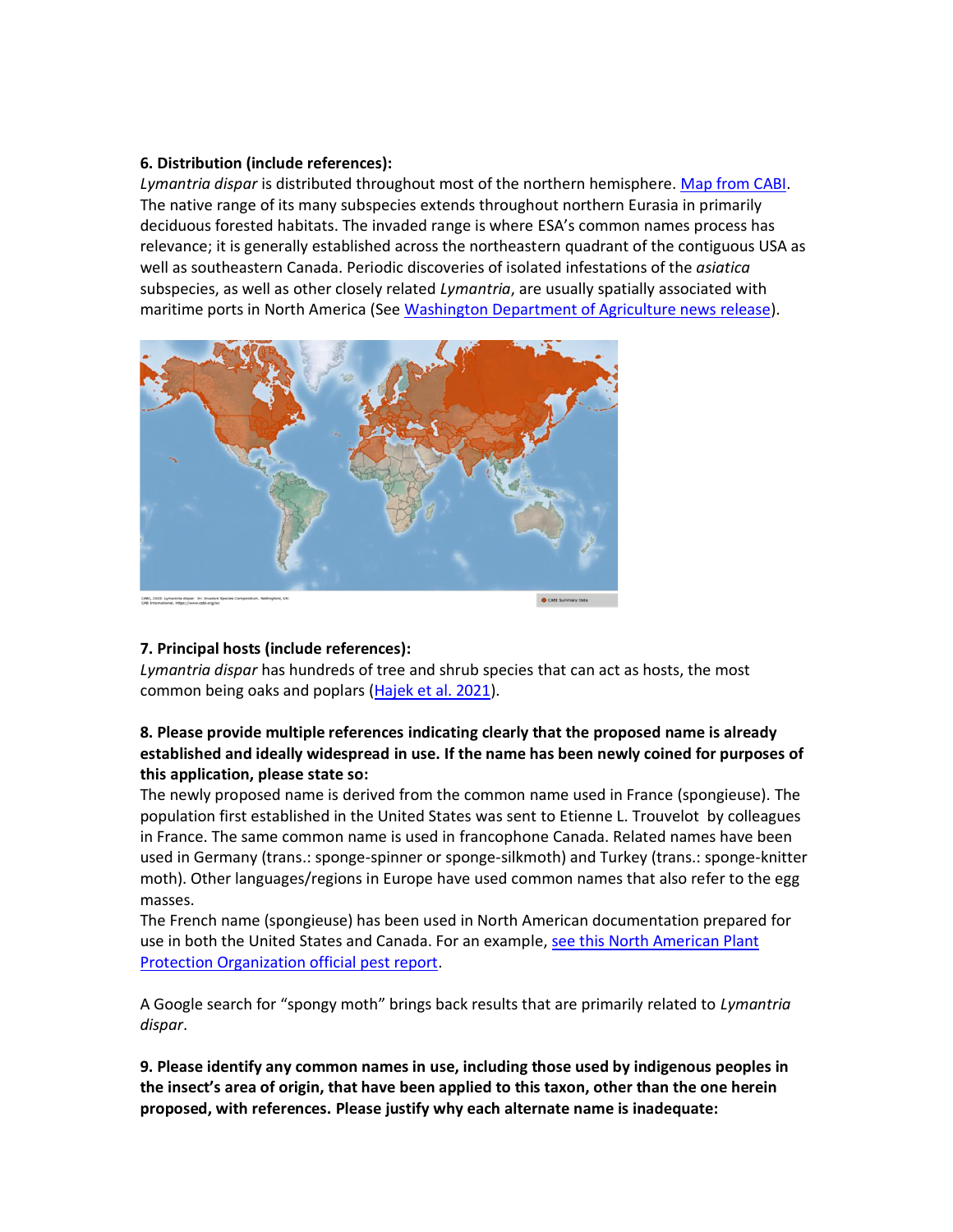**6. Distribution (include references):**

*Lymantria dispar* is distributed throughout most of the northern hemisphere. [Map from CABI](). The native range of its many subspecies extends throughout northern Eurasia in primarily deciduous forested habitats. The invaded range is where ESA's common names process has relevance; it is generally established across the northeastern quadrant of the contiguous USA as well as southeastern Canada. Periodic discoveries of isolated infestations of the *asiatica* subspecies, as well as other closely related *Lymantria*, are usually spatially associated with maritime ports in North America (See [Washington Department of Agriculture news release]()).

CABI, 2022. Lymantria dispar. In: Invasive Species Compendium. Wallingford, UK: CAB International. https://www.cabi.org/isc

CABI Summary Data

**7. Principal hosts (include references):**

*Lymantria dispar* has hundreds of tree and shrub species that can act as hosts, the most common being oaks and poplars ([Hajek et al. 2021]()).

**8. Please provide multiple references indicating clearly that the proposed name is already established and ideally widespread in use. If the name has been newly coined for purposes of this application, please state so:**

The newly proposed name is derived from the common name used in France (spongieuse). The population first established in the United States was sent to Etienne L. Trouvelot by colleagues in France. The same common name is used in francophone Canada. Related names have been used in Germany (trans.: sponge-spinner or sponge-silkmoth) and Turkey (trans.: sponge-knitter moth). Other languages/regions in Europe have used common names that also refer to the egg masses.

The French name (spongieuse) has been used in North American documentation prepared for use in both the United States and Canada. For an example, [see this North American Plant Protection Organization official pest report]().

A Google search for "spongy moth" brings back results that are primarily related to *Lymantria dispar*.

**9. Please identify any common names in use, including those used by indigenous peoples in the insect's area of origin, that have been applied to this taxon, other than the one herein proposed, with references. Please justify why each alternate name is inadequate:**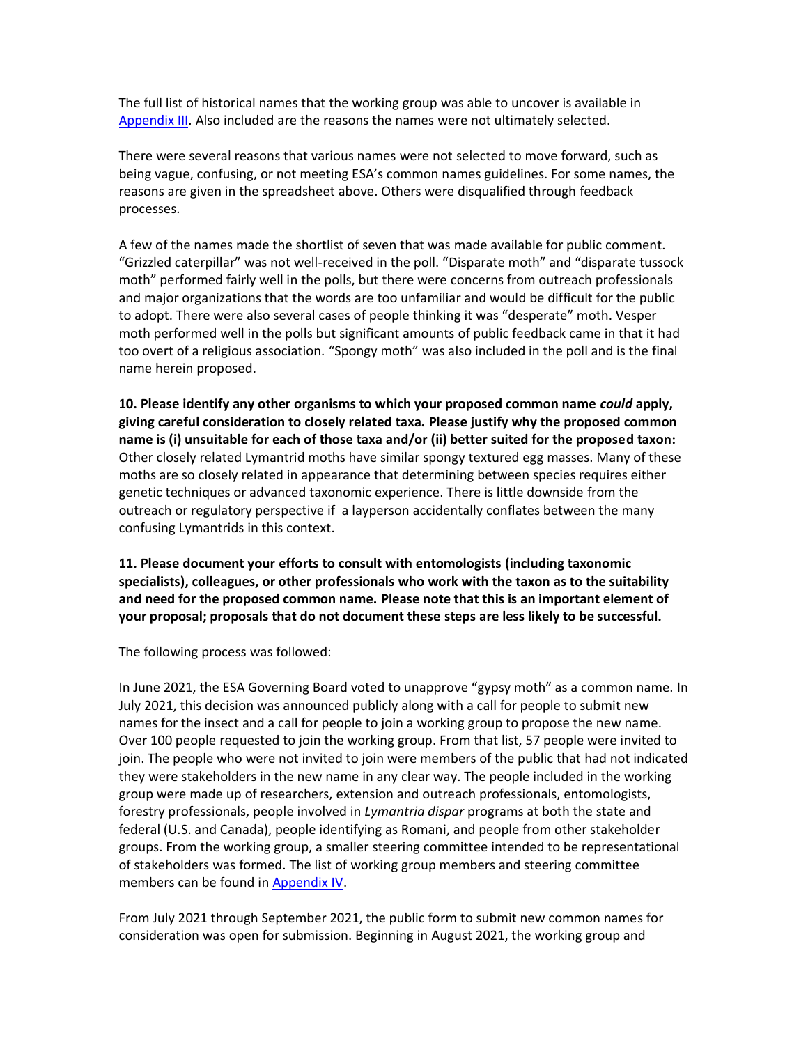The full list of historical names that the working group was able to uncover is available in [Appendix III](). Also included are the reasons the names were not ultimately selected.

There were several reasons that various names were not selected to move forward, such as being vague, confusing, or not meeting ESA's common names guidelines. For some names, the reasons are given in the spreadsheet above. Others were disqualified through feedback processes.

A few of the names made the shortlist of seven that was made available for public comment. "Grizzled caterpillar" was not well-received in the poll. "Disparate moth" and "disparate tussock moth" performed fairly well in the polls, but there were concerns from outreach professionals and major organizations that the words are too unfamiliar and would be difficult for the public to adopt. There were also several cases of people thinking it was "desperate" moth. Vesper moth performed well in the polls but significant amounts of public feedback came in that it had too overt of a religious association. "Spongy moth" was also included in the poll and is the final name herein proposed.

**10. Please identify any other organisms to which your proposed common name *could* apply, giving careful consideration to closely related taxa. Please justify why the proposed common name is (i) unsuitable for each of those taxa and/or (ii) better suited for the proposed taxon:** Other closely related Lymantrid moths have similar spongy textured egg masses. Many of these moths are so closely related in appearance that determining between species requires either genetic techniques or advanced taxonomic experience. There is little downside from the outreach or regulatory perspective if a layperson accidentally conflates between the many confusing Lymantrids in this context.

**11. Please document your efforts to consult with entomologists (including taxonomic specialists), colleagues, or other professionals who work with the taxon as to the suitability and need for the proposed common name. Please note that this is an important element of your proposal; proposals that do not document these steps are less likely to be successful.**

The following process was followed:

In June 2021, the ESA Governing Board voted to unapprove "gypsy moth" as a common name. In July 2021, this decision was announced publicly along with a call for people to submit new names for the insect and a call for people to join a working group to propose the new name. Over 100 people requested to join the working group. From that list, 57 people were invited to join. The people who were not invited to join were members of the public that had not indicated they were stakeholders in the new name in any clear way. The people included in the working group were made up of researchers, extension and outreach professionals, entomologists, forestry professionals, people involved in *Lymantria dispar* programs at both the state and federal (U.S. and Canada), people identifying as Romani, and people from other stakeholder groups. From the working group, a smaller steering committee intended to be representational of stakeholders was formed. The list of working group members and steering committee members can be found in [Appendix IV]().

From July 2021 through September 2021, the public form to submit new common names for consideration was open for submission. Beginning in August 2021, the working group and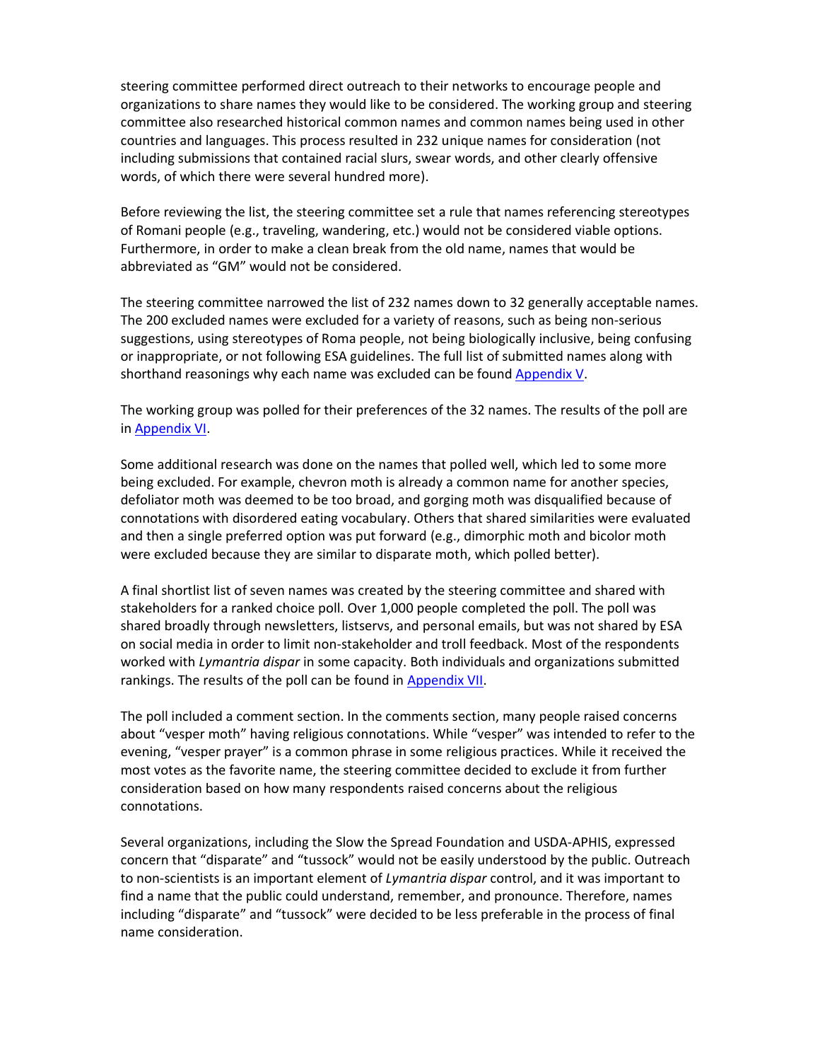steering committee performed direct outreach to their networks to encourage people and organizations to share names they would like to be considered. The working group and steering committee also researched historical common names and common names being used in other countries and languages. This process resulted in 232 unique names for consideration (not including submissions that contained racial slurs, swear words, and other clearly offensive words, of which there were several hundred more).

Before reviewing the list, the steering committee set a rule that names referencing stereotypes of Romani people (e.g., traveling, wandering, etc.) would not be considered viable options. Furthermore, in order to make a clean break from the old name, names that would be abbreviated as "GM" would not be considered.

The steering committee narrowed the list of 232 names down to 32 generally acceptable names. The 200 excluded names were excluded for a variety of reasons, such as being non-serious suggestions, using stereotypes of Roma people, not being biologically inclusive, being confusing or inappropriate, or not following ESA guidelines. The full list of submitted names along with shorthand reasonings why each name was excluded can be found [Appendix V](#).

The working group was polled for their preferences of the 32 names. The results of the poll are in [Appendix VI](#).

Some additional research was done on the names that polled well, which led to some more being excluded. For example, chevron moth is already a common name for another species, defoliator moth was deemed to be too broad, and gorging moth was disqualified because of connotations with disordered eating vocabulary. Others that shared similarities were evaluated and then a single preferred option was put forward (e.g., dimorphic moth and bicolor moth were excluded because they are similar to disparate moth, which polled better).

A final shortlist list of seven names was created by the steering committee and shared with stakeholders for a ranked choice poll. Over 1,000 people completed the poll. The poll was shared broadly through newsletters, listservs, and personal emails, but was not shared by ESA on social media in order to limit non-stakeholder and troll feedback. Most of the respondents worked with *Lymantria dispar* in some capacity. Both individuals and organizations submitted rankings. The results of the poll can be found in [Appendix VII](#).

The poll included a comment section. In the comments section, many people raised concerns about "vesper moth" having religious connotations. While "vesper" was intended to refer to the evening, "vesper prayer" is a common phrase in some religious practices. While it received the most votes as the favorite name, the steering committee decided to exclude it from further consideration based on how many respondents raised concerns about the religious connotations.

Several organizations, including the Slow the Spread Foundation and USDA-APHIS, expressed concern that "disparate" and "tussock" would not be easily understood by the public. Outreach to non-scientists is an important element of *Lymantria dispar* control, and it was important to find a name that the public could understand, remember, and pronounce. Therefore, names including "disparate" and "tussock" were decided to be less preferable in the process of final name consideration.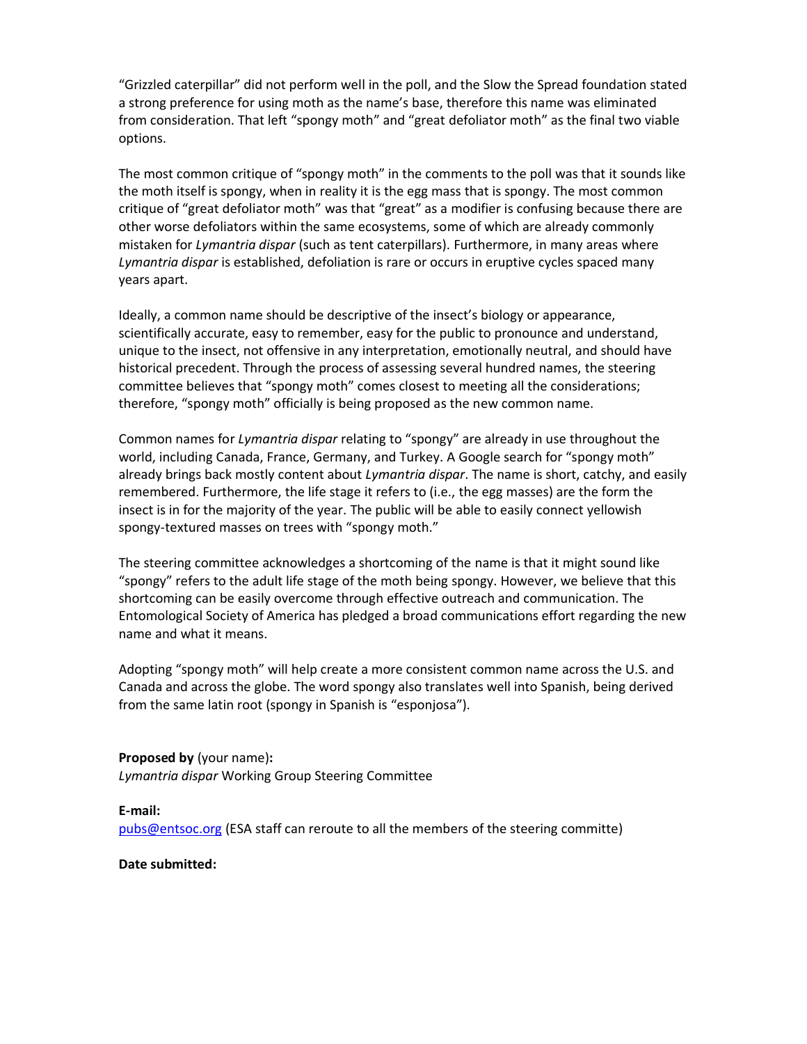"Grizzled caterpillar" did not perform well in the poll, and the Slow the Spread foundation stated a strong preference for using moth as the name's base, therefore this name was eliminated from consideration. That left "spongy moth" and "great defoliator moth" as the final two viable options.

The most common critique of "spongy moth" in the comments to the poll was that it sounds like the moth itself is spongy, when in reality it is the egg mass that is spongy. The most common critique of "great defoliator moth" was that "great" as a modifier is confusing because there are other worse defoliators within the same ecosystems, some of which are already commonly mistaken for *Lymantria dispar* (such as tent caterpillars). Furthermore, in many areas where *Lymantria dispar* is established, defoliation is rare or occurs in eruptive cycles spaced many years apart.

Ideally, a common name should be descriptive of the insect's biology or appearance, scientifically accurate, easy to remember, easy for the public to pronounce and understand, unique to the insect, not offensive in any interpretation, emotionally neutral, and should have historical precedent. Through the process of assessing several hundred names, the steering committee believes that "spongy moth" comes closest to meeting all the considerations; therefore, "spongy moth" officially is being proposed as the new common name.

Common names for *Lymantria dispar* relating to "spongy" are already in use throughout the world, including Canada, France, Germany, and Turkey. A Google search for "spongy moth" already brings back mostly content about *Lymantria dispar*. The name is short, catchy, and easily remembered. Furthermore, the life stage it refers to (i.e., the egg masses) are the form the insect is in for the majority of the year. The public will be able to easily connect yellowish spongy-textured masses on trees with "spongy moth."

The steering committee acknowledges a shortcoming of the name is that it might sound like "spongy" refers to the adult life stage of the moth being spongy. However, we believe that this shortcoming can be easily overcome through effective outreach and communication. The Entomological Society of America has pledged a broad communications effort regarding the new name and what it means.

Adopting "spongy moth" will help create a more consistent common name across the U.S. and Canada and across the globe. The word spongy also translates well into Spanish, being derived from the same latin root (spongy in Spanish is "esponjosa").

**Proposed by** (your name)**:**
*Lymantria dispar* Working Group Steering Committee

**E-mail:**
pubs@entsoc.org (ESA staff can reroute to all the members of the steering committe)

**Date submitted:**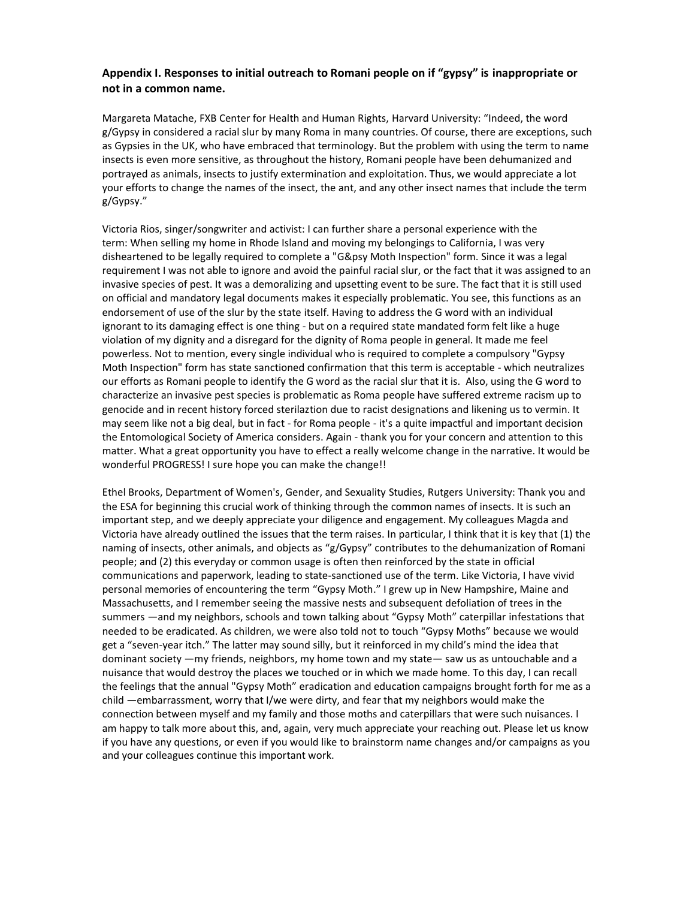### Appendix I. Responses to initial outreach to Romani people on if "gypsy" is inappropriate or not in a common name.

Margareta Matache, FXB Center for Health and Human Rights, Harvard University: "Indeed, the word g/Gypsy in considered a racial slur by many Roma in many countries. Of course, there are exceptions, such as Gypsies in the UK, who have embraced that terminology. But the problem with using the term to name insects is even more sensitive, as throughout the history, Romani people have been dehumanized and portrayed as animals, insects to justify extermination and exploitation. Thus, we would appreciate a lot your efforts to change the names of the insect, the ant, and any other insect names that include the term g/Gypsy."

Victoria Rios, singer/songwriter and activist: I can further share a personal experience with the term: When selling my home in Rhode Island and moving my belongings to California, I was very disheartened to be legally required to complete a "G&psy Moth Inspection" form. Since it was a legal requirement I was not able to ignore and avoid the painful racial slur, or the fact that it was assigned to an invasive species of pest. It was a demoralizing and upsetting event to be sure. The fact that it is still used on official and mandatory legal documents makes it especially problematic. You see, this functions as an endorsement of use of the slur by the state itself. Having to address the G word with an individual ignorant to its damaging effect is one thing - but on a required state mandated form felt like a huge violation of my dignity and a disregard for the dignity of Roma people in general. It made me feel powerless. Not to mention, every single individual who is required to complete a compulsory "Gypsy Moth Inspection" form has state sanctioned confirmation that this term is acceptable - which neutralizes our efforts as Romani people to identify the G word as the racial slur that it is. Also, using the G word to characterize an invasive pest species is problematic as Roma people have suffered extreme racism up to genocide and in recent history forced sterilaztion due to racist designations and likening us to vermin. It may seem like not a big deal, but in fact - for Roma people - it's a quite impactful and important decision the Entomological Society of America considers. Again - thank you for your concern and attention to this matter. What a great opportunity you have to effect a really welcome change in the narrative. It would be wonderful PROGRESS! I sure hope you can make the change!!

Ethel Brooks, Department of Women's, Gender, and Sexuality Studies, Rutgers University: Thank you and the ESA for beginning this crucial work of thinking through the common names of insects. It is such an important step, and we deeply appreciate your diligence and engagement. My colleagues Magda and Victoria have already outlined the issues that the term raises. In particular, I think that it is key that (1) the naming of insects, other animals, and objects as "g/Gypsy" contributes to the dehumanization of Romani people; and (2) this everyday or common usage is often then reinforced by the state in official communications and paperwork, leading to state-sanctioned use of the term. Like Victoria, I have vivid personal memories of encountering the term "Gypsy Moth." I grew up in New Hampshire, Maine and Massachusetts, and I remember seeing the massive nests and subsequent defoliation of trees in the summers —and my neighbors, schools and town talking about "Gypsy Moth" caterpillar infestations that needed to be eradicated. As children, we were also told not to touch "Gypsy Moths" because we would get a "seven-year itch." The latter may sound silly, but it reinforced in my child's mind the idea that dominant society —my friends, neighbors, my home town and my state— saw us as untouchable and a nuisance that would destroy the places we touched or in which we made home. To this day, I can recall the feelings that the annual "Gypsy Moth" eradication and education campaigns brought forth for me as a child —embarrassment, worry that I/we were dirty, and fear that my neighbors would make the connection between myself and my family and those moths and caterpillars that were such nuisances. I am happy to talk more about this, and, again, very much appreciate your reaching out. Please let us know if you have any questions, or even if you would like to brainstorm name changes and/or campaigns as you and your colleagues continue this important work.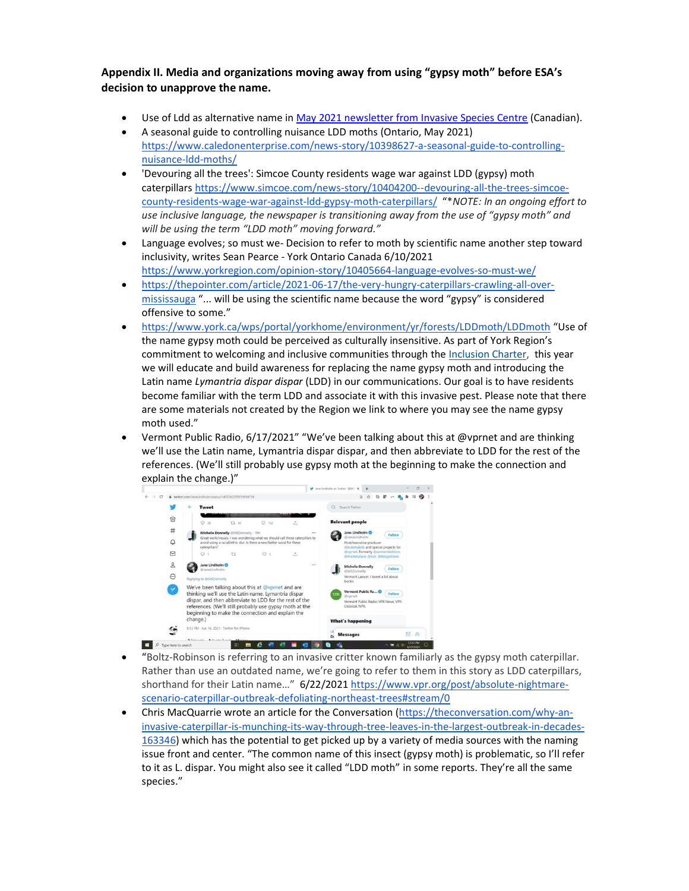**Appendix II. Media and organizations moving away from using "gypsy moth" before ESA's decision to unapprove the name.**

- Use of Ldd as alternative name in [May 2021 newsletter from Invasive Species Centre](#) (Canadian).
- A seasonal guide to controlling nuisance LDD moths (Ontario, May 2021) https://www.caledonenterprise.com/news-story/10398627-a-seasonal-guide-to-controlling-nuisance-ldd-moths/
- 'Devouring all the trees': Simcoe County residents wage war against LDD (gypsy) moth caterpillars https://www.simcoe.com/news-story/10404200--devouring-all-the-trees-simcoe-county-residents-wage-war-against-ldd-gypsy-moth-caterpillars/ *"*NOTE: In an ongoing effort to use inclusive language, the newspaper is transitioning away from the use of "gypsy moth" and will be using the term "LDD moth" moving forward."*
- Language evolves; so must we- Decision to refer to moth by scientific name another step toward inclusivity, writes Sean Pearce - York Ontario Canada 6/10/2021 https://www.yorkregion.com/opinion-story/10405664-language-evolves-so-must-we/
- https://thepointer.com/article/2021-06-17/the-very-hungry-caterpillars-crawling-all-over-mississauga "... will be using the scientific name because the word "gypsy" is considered offensive to some."
- https://www.york.ca/wps/portal/yorkhome/environment/yr/forests/LDDmoth/LDDmoth "Use of the name gypsy moth could be perceived as culturally insensitive. As part of York Region's commitment to welcoming and inclusive communities through the [Inclusion Charter](#), this year we will educate and build awareness for replacing the name gypsy moth and introducing the Latin name *Lymantria dispar dispar* (LDD) in our communications. Our goal is to have residents become familiar with the term LDD and associate it with this invasive pest. Please note that there are some materials not created by the Region we link to where you may see the name gypsy moth used."
- Vermont Public Radio, 6/17/2021" "We've been talking about this at @vprnet and are thinking we'll use the Latin name, Lymantria dispar dispar, and then abbreviate to LDD for the rest of the references. (We'll still probably use gypsy moth at the beginning to make the connection and explain the change.)"
- "Boltz-Robinson is referring to an invasive critter known familiarly as the gypsy moth caterpillar. Rather than use an outdated name, we're going to refer to them in this story as LDD caterpillars, shorthand for their Latin name..." 6/22/2021 https://www.vpr.org/post/absolute-nightmare-scenario-caterpillar-outbreak-defoliating-northeast-trees#stream/0
- Chris MacQuarrie wrote an article for the Conversation (https://theconversation.com/why-an-invasive-caterpillar-is-munching-its-way-through-tree-leaves-in-the-largest-outbreak-in-decades-163346) which has the potential to get picked up by a variety of media sources with the naming issue front and center. "The common name of this insect (gypsy moth) is problematic, so I'll refer to it as L. dispar. You might also see it called "LDD moth" in some reports. They're all the same species."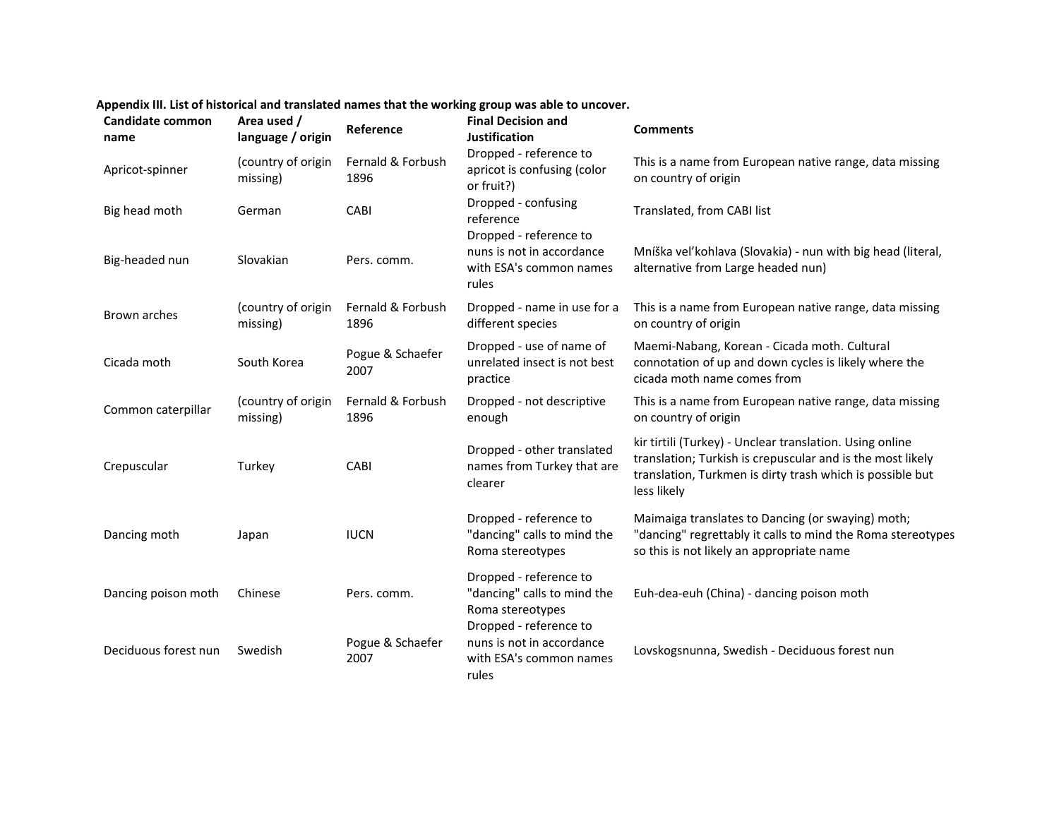**Appendix III. List of historical and translated names that the working group was able to uncover.**

| Candidate common name | Area used / language / origin | Reference | Final Decision and Justification | Comments |
|---|---|---|---|---|
| Apricot-spinner | (country of origin missing) | Fernald & Forbush 1896 | Dropped - reference to apricot is confusing (color or fruit?) | This is a name from European native range, data missing on country of origin |
| Big head moth | German | CABI | Dropped - confusing reference | Translated, from CABI list |
| Big-headed nun | Slovakian | Pers. comm. | Dropped - reference to nuns is not in accordance with ESA's common names rules | Mníška veľkohlava (Slovakia) - nun with big head (literal, alternative from Large headed nun) |
| Brown arches | (country of origin missing) | Fernald & Forbush 1896 | Dropped - name in use for a different species | This is a name from European native range, data missing on country of origin |
| Cicada moth | South Korea | Pogue & Schaefer 2007 | Dropped - use of name of unrelated insect is not best practice | Maemi-Nabang, Korean - Cicada moth. Cultural connotation of up and down cycles is likely where the cicada moth name comes from |
| Common caterpillar | (country of origin missing) | Fernald & Forbush 1896 | Dropped - not descriptive enough | This is a name from European native range, data missing on country of origin |
| Crepuscular | Turkey | CABI | Dropped - other translated names from Turkey that are clearer | kir tirtili (Turkey) - Unclear translation. Using online translation; Turkish is crepuscular and is the most likely translation, Turkmen is dirty trash which is possible but less likely |
| Dancing moth | Japan | IUCN | Dropped - reference to "dancing" calls to mind the Roma stereotypes | Maimaiga translates to Dancing (or swaying) moth; "dancing" regrettably it calls to mind the Roma stereotypes so this is not likely an appropriate name |
| Dancing poison moth | Chinese | Pers. comm. | Dropped - reference to "dancing" calls to mind the Roma stereotypes | Euh-dea-euh (China) - dancing poison moth |
| Deciduous forest nun | Swedish | Pogue & Schaefer 2007 | Dropped - reference to nuns is not in accordance with ESA's common names rules | Lovskogsnunna, Swedish - Deciduous forest nun |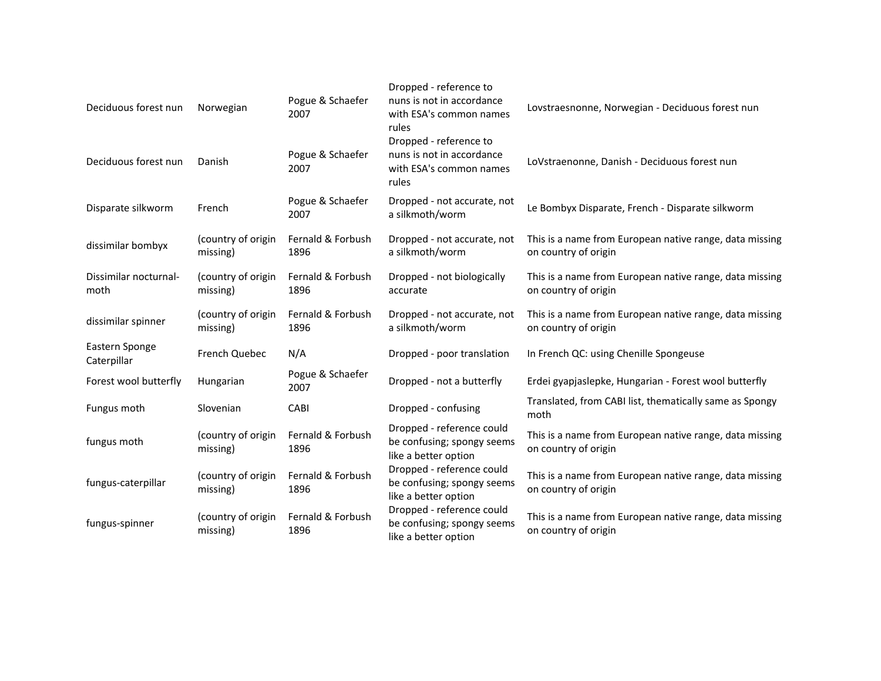| | | | | |
|---|---|---|---|---|
| Deciduous forest nun | Norwegian | Pogue & Schaefer 2007 | Dropped - reference to nuns is not in accordance with ESA's common names rules | Lovstraesnonne, Norwegian - Deciduous forest nun |
| Deciduous forest nun | Danish | Pogue & Schaefer 2007 | Dropped - reference to nuns is not in accordance with ESA's common names rules | LoVstraenonne, Danish - Deciduous forest nun |
| Disparate silkworm | French | Pogue & Schaefer 2007 | Dropped - not accurate, not a silkmoth/worm | Le Bombyx Disparate, French - Disparate silkworm |
| dissimilar bombyx | (country of origin missing) | Fernald & Forbush 1896 | Dropped - not accurate, not a silkmoth/worm | This is a name from European native range, data missing on country of origin |
| Dissimilar nocturnal-moth | (country of origin missing) | Fernald & Forbush 1896 | Dropped - not biologically accurate | This is a name from European native range, data missing on country of origin |
| dissimilar spinner | (country of origin missing) | Fernald & Forbush 1896 | Dropped - not accurate, not a silkmoth/worm | This is a name from European native range, data missing on country of origin |
| Eastern Sponge Caterpillar | French Quebec | N/A | Dropped - poor translation | In French QC: using Chenille Spongeuse |
| Forest wool butterfly | Hungarian | Pogue & Schaefer 2007 | Dropped - not a butterfly | Erdei gyapjaslepke, Hungarian - Forest wool butterfly |
| Fungus moth | Slovenian | CABI | Dropped - confusing | Translated, from CABI list, thematically same as Spongy moth |
| fungus moth | (country of origin missing) | Fernald & Forbush 1896 | Dropped - reference could be confusing; spongy seems like a better option | This is a name from European native range, data missing on country of origin |
| fungus-caterpillar | (country of origin missing) | Fernald & Forbush 1896 | Dropped - reference could be confusing; spongy seems like a better option | This is a name from European native range, data missing on country of origin |
| fungus-spinner | (country of origin missing) | Fernald & Forbush 1896 | Dropped - reference could be confusing; spongy seems like a better option | This is a name from European native range, data missing on country of origin |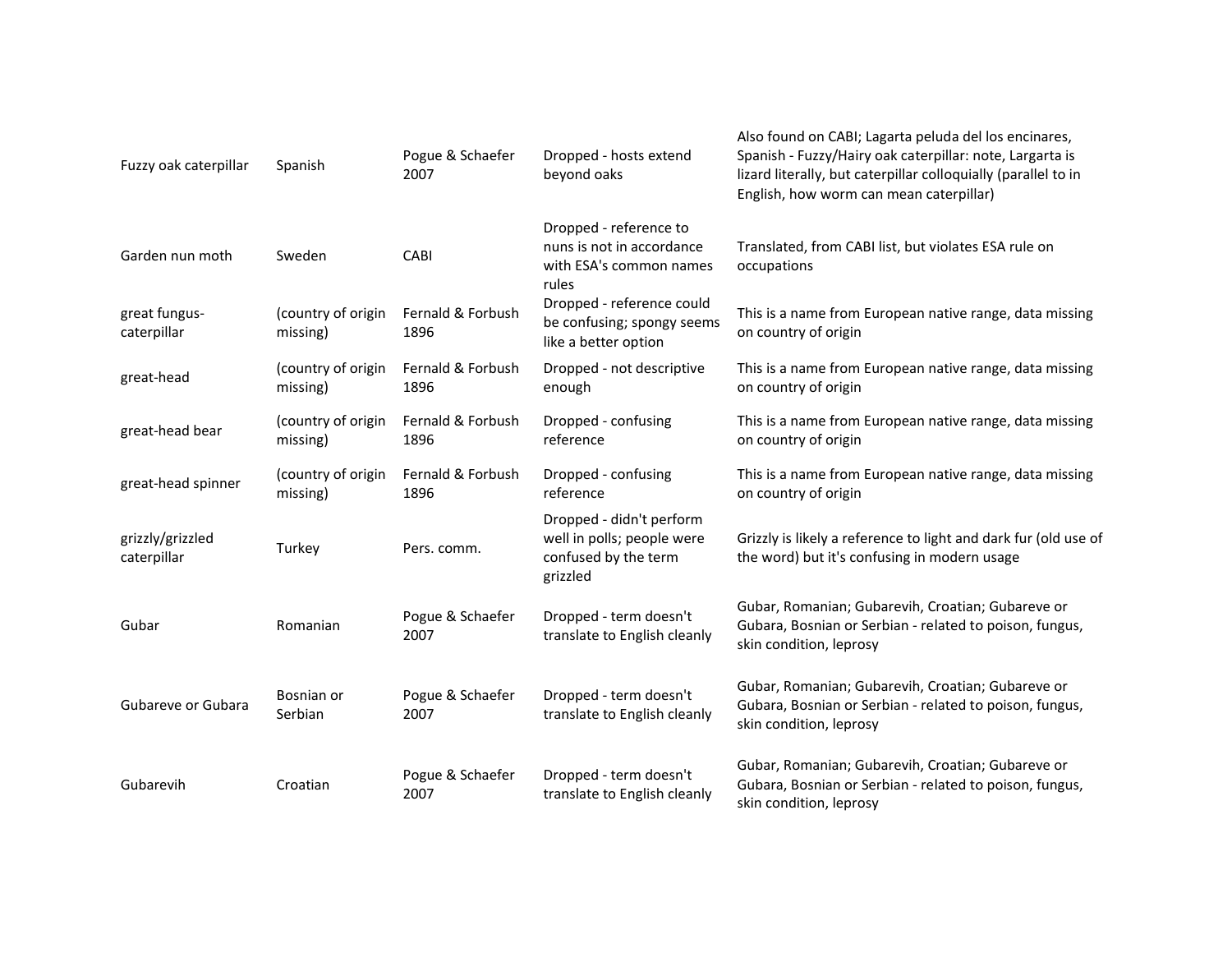| | | | | |
|---|---|---|---|---|
| Fuzzy oak caterpillar | Spanish | Pogue & Schaefer 2007 | Dropped - hosts extend beyond oaks | Also found on CABI; Lagarta peluda del los encinares, Spanish - Fuzzy/Hairy oak caterpillar: note, Largarta is lizard literally, but caterpillar colloquially (parallel to in English, how worm can mean caterpillar) |
| Garden nun moth | Sweden | CABI | Dropped - reference to nuns is not in accordance with ESA's common names rules | Translated, from CABI list, but violates ESA rule on occupations |
| great fungus-caterpillar | (country of origin missing) | Fernald & Forbush 1896 | Dropped - reference could be confusing; spongy seems like a better option | This is a name from European native range, data missing on country of origin |
| great-head | (country of origin missing) | Fernald & Forbush 1896 | Dropped - not descriptive enough | This is a name from European native range, data missing on country of origin |
| great-head bear | (country of origin missing) | Fernald & Forbush 1896 | Dropped - confusing reference | This is a name from European native range, data missing on country of origin |
| great-head spinner | (country of origin missing) | Fernald & Forbush 1896 | Dropped - confusing reference | This is a name from European native range, data missing on country of origin |
| grizzly/grizzled caterpillar | Turkey | Pers. comm. | Dropped - didn't perform well in polls; people were confused by the term grizzled | Grizzly is likely a reference to light and dark fur (old use of the word) but it's confusing in modern usage |
| Gubar | Romanian | Pogue & Schaefer 2007 | Dropped - term doesn't translate to English cleanly | Gubar, Romanian; Gubarevih, Croatian; Gubareve or Gubara, Bosnian or Serbian - related to poison, fungus, skin condition, leprosy |
| Gubareve or Gubara | Bosnian or Serbian | Pogue & Schaefer 2007 | Dropped - term doesn't translate to English cleanly | Gubar, Romanian; Gubarevih, Croatian; Gubareve or Gubara, Bosnian or Serbian - related to poison, fungus, skin condition, leprosy |
| Gubarevih | Croatian | Pogue & Schaefer 2007 | Dropped - term doesn't translate to English cleanly | Gubar, Romanian; Gubarevih, Croatian; Gubareve or Gubara, Bosnian or Serbian - related to poison, fungus, skin condition, leprosy |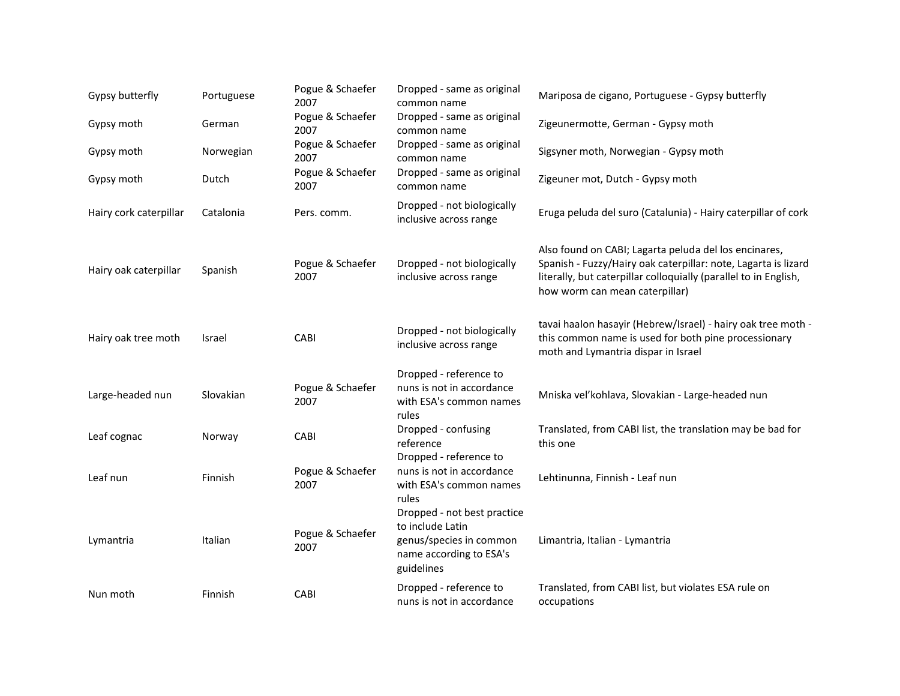| | | | | |
|---|---|---|---|---|
| Gypsy butterfly | Portuguese | Pogue & Schaefer 2007 | Dropped - same as original common name | Mariposa de cigano, Portuguese - Gypsy butterfly |
| Gypsy moth | German | Pogue & Schaefer 2007 | Dropped - same as original common name | Zigeunermotte, German - Gypsy moth |
| Gypsy moth | Norwegian | Pogue & Schaefer 2007 | Dropped - same as original common name | Sigsyner moth, Norwegian - Gypsy moth |
| Gypsy moth | Dutch | Pogue & Schaefer 2007 | Dropped - same as original common name | Zigeuner mot, Dutch - Gypsy moth |
| Hairy cork caterpillar | Catalonia | Pers. comm. | Dropped - not biologically inclusive across range | Eruga peluda del suro (Catalunia) - Hairy caterpillar of cork |
| Hairy oak caterpillar | Spanish | Pogue & Schaefer 2007 | Dropped - not biologically inclusive across range | Also found on CABI; Lagarta peluda del los encinares, Spanish - Fuzzy/Hairy oak caterpillar: note, Lagarta is lizard literally, but caterpillar colloquially (parallel to in English, how worm can mean caterpillar) |
| Hairy oak tree moth | Israel | CABI | Dropped - not biologically inclusive across range | tavai haalon hasayir (Hebrew/Israel) - hairy oak tree moth - this common name is used for both pine processionary moth and Lymantria dispar in Israel |
| Large-headed nun | Slovakian | Pogue & Schaefer 2007 | Dropped - reference to nuns is not in accordance with ESA's common names rules | Mniska vel'kohlava, Slovakian - Large-headed nun |
| Leaf cognac | Norway | CABI | Dropped - confusing reference | Translated, from CABI list, the translation may be bad for this one |
| Leaf nun | Finnish | Pogue & Schaefer 2007 | Dropped - reference to nuns is not in accordance with ESA's common names rules | Lehtinunna, Finnish - Leaf nun |
| Lymantria | Italian | Pogue & Schaefer 2007 | Dropped - not best practice to include Latin genus/species in common name according to ESA's guidelines | Limantria, Italian - Lymantria |
| Nun moth | Finnish | CABI | Dropped - reference to nuns is not in accordance | Translated, from CABI list, but violates ESA rule on occupations |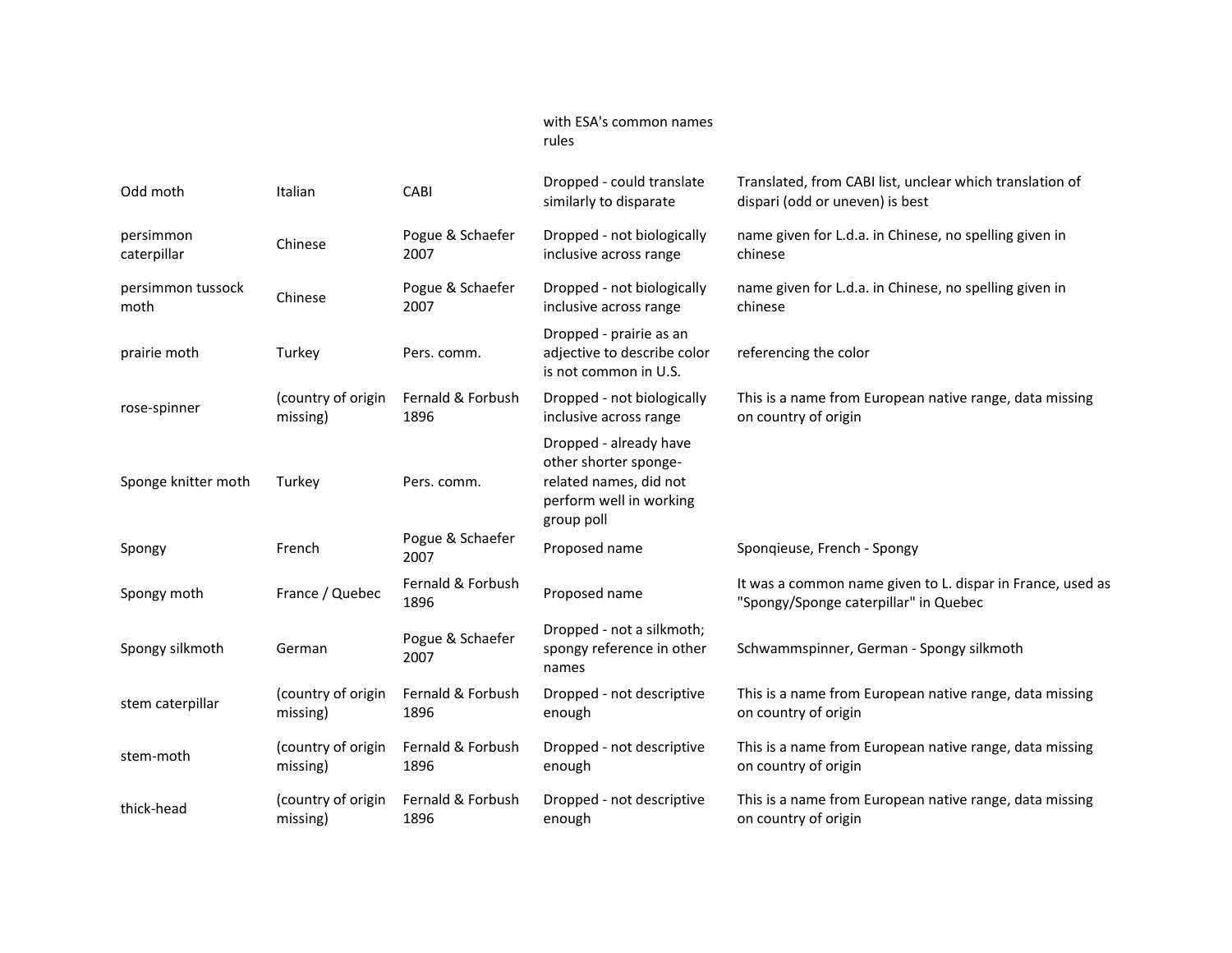| | | | with ESA's common names rules | |
|---|---|---|---|---|
| Odd moth | Italian | CABI | Dropped - could translate similarly to disparate | Translated, from CABI list, unclear which translation of dispari (odd or uneven) is best |
| persimmon caterpillar | Chinese | Pogue & Schaefer 2007 | Dropped - not biologically inclusive across range | name given for L.d.a. in Chinese, no spelling given in chinese |
| persimmon tussock moth | Chinese | Pogue & Schaefer 2007 | Dropped - not biologically inclusive across range | name given for L.d.a. in Chinese, no spelling given in chinese |
| prairie moth | Turkey | Pers. comm. | Dropped - prairie as an adjective to describe color is not common in U.S. | referencing the color |
| rose-spinner | (country of origin missing) | Fernald & Forbush 1896 | Dropped - not biologically inclusive across range | This is a name from European native range, data missing on country of origin |
| Sponge knitter moth | Turkey | Pers. comm. | Dropped - already have other shorter sponge-related names, did not perform well in working group poll | |
| Spongy | French | Pogue & Schaefer 2007 | Proposed name | Sponqieuse, French - Spongy |
| Spongy moth | France / Quebec | Fernald & Forbush 1896 | Proposed name | It was a common name given to L. dispar in France, used as "Spongy/Sponge caterpillar" in Quebec |
| Spongy silkmoth | German | Pogue & Schaefer 2007 | Dropped - not a silkmoth; spongy reference in other names | Schwammspinner, German - Spongy silkmoth |
| stem caterpillar | (country of origin missing) | Fernald & Forbush 1896 | Dropped - not descriptive enough | This is a name from European native range, data missing on country of origin |
| stem-moth | (country of origin missing) | Fernald & Forbush 1896 | Dropped - not descriptive enough | This is a name from European native range, data missing on country of origin |
| thick-head | (country of origin missing) | Fernald & Forbush 1896 | Dropped - not descriptive enough | This is a name from European native range, data missing on country of origin |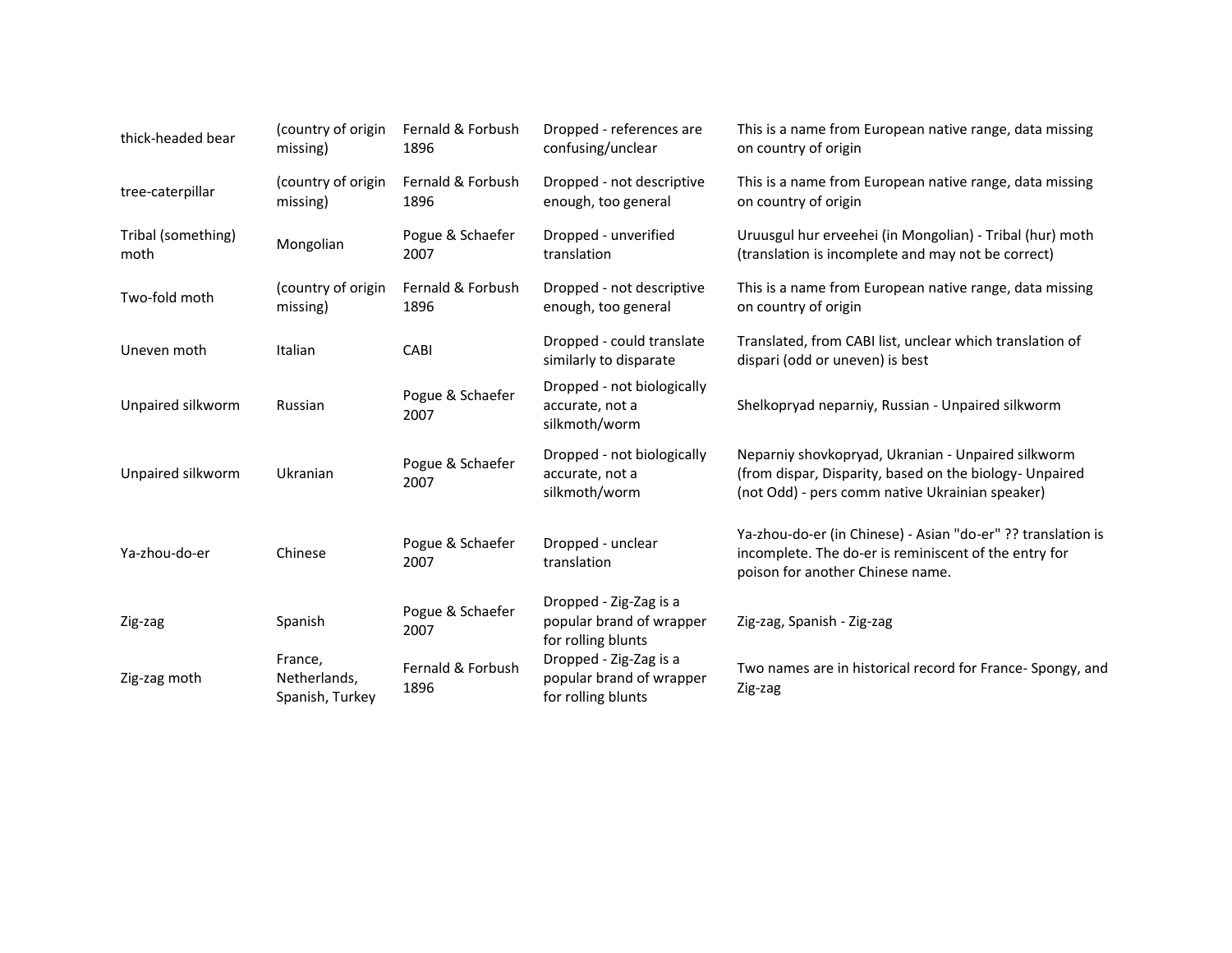| | | | | |
|---|---|---|---|---|
| thick-headed bear | (country of origin missing) | Fernald & Forbush 1896 | Dropped - references are confusing/unclear | This is a name from European native range, data missing on country of origin |
| tree-caterpillar | (country of origin missing) | Fernald & Forbush 1896 | Dropped - not descriptive enough, too general | This is a name from European native range, data missing on country of origin |
| Tribal (something) moth | Mongolian | Pogue & Schaefer 2007 | Dropped - unverified translation | Uruusgul hur erveehei (in Mongolian) - Tribal (hur) moth (translation is incomplete and may not be correct) |
| Two-fold moth | (country of origin missing) | Fernald & Forbush 1896 | Dropped - not descriptive enough, too general | This is a name from European native range, data missing on country of origin |
| Uneven moth | Italian | CABI | Dropped - could translate similarly to disparate | Translated, from CABI list, unclear which translation of dispari (odd or uneven) is best |
| Unpaired silkworm | Russian | Pogue & Schaefer 2007 | Dropped - not biologically accurate, not a silkmoth/worm | Shelkopryad neparniy, Russian - Unpaired silkworm |
| Unpaired silkworm | Ukranian | Pogue & Schaefer 2007 | Dropped - not biologically accurate, not a silkmoth/worm | Neparniy shovkopryad, Ukranian - Unpaired silkworm (from dispar, Disparity, based on the biology- Unpaired (not Odd) - pers comm native Ukrainian speaker) |
| Ya-zhou-do-er | Chinese | Pogue & Schaefer 2007 | Dropped - unclear translation | Ya-zhou-do-er (in Chinese) - Asian "do-er" ?? translation is incomplete. The do-er is reminiscent of the entry for poison for another Chinese name. |
| Zig-zag | Spanish | Pogue & Schaefer 2007 | Dropped - Zig-Zag is a popular brand of wrapper for rolling blunts | Zig-zag, Spanish - Zig-zag |
| Zig-zag moth | France, Netherlands, Spanish, Turkey | Fernald & Forbush 1896 | Dropped - Zig-Zag is a popular brand of wrapper for rolling blunts | Two names are in historical record for France- Spongy, and Zig-zag |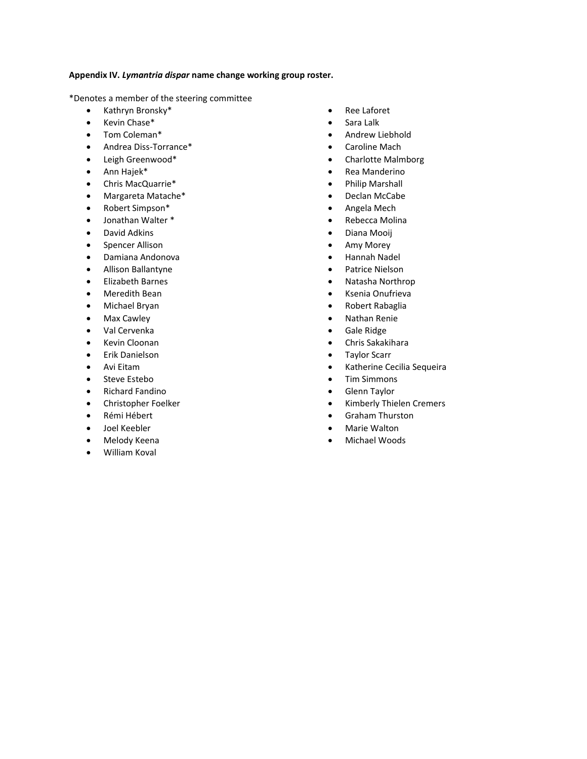**Appendix IV. *Lymantria dispar* name change working group roster.**

*Denotes a member of the steering committee

- Kathryn Bronsky*
- Kevin Chase*
- Tom Coleman*
- Andrea Diss-Torrance*
- Leigh Greenwood*
- Ann Hajek*
- Chris MacQuarrie*
- Margareta Matache*
- Robert Simpson*
- Jonathan Walter *
- David Adkins
- Spencer Allison
- Damiana Andonova
- Allison Ballantyne
- Elizabeth Barnes
- Meredith Bean
- Michael Bryan
- Max Cawley
- Val Cervenka
- Kevin Cloonan
- Erik Danielson
- Avi Eitam
- Steve Estebo
- Richard Fandino
- Christopher Foelker
- Rémi Hébert
- Joel Keebler
- Melody Keena
- William Koval
- Ree Laforet
- Sara Lalk
- Andrew Liebhold
- Caroline Mach
- Charlotte Malmborg
- Rea Manderino
- Philip Marshall
- Declan McCabe
- Angela Mech
- Rebecca Molina
- Diana Mooij
- Amy Morey
- Hannah Nadel
- Patrice Nielson
- Natasha Northrop
- Ksenia Onufrieva
- Robert Rabaglia
- Nathan Renie
- Gale Ridge
- Chris Sakakihara
- Taylor Scarr
- Katherine Cecilia Sequeira
- Tim Simmons
- Glenn Taylor
- Kimberly Thielen Cremers
- Graham Thurston
- Marie Walton
- Michael Woods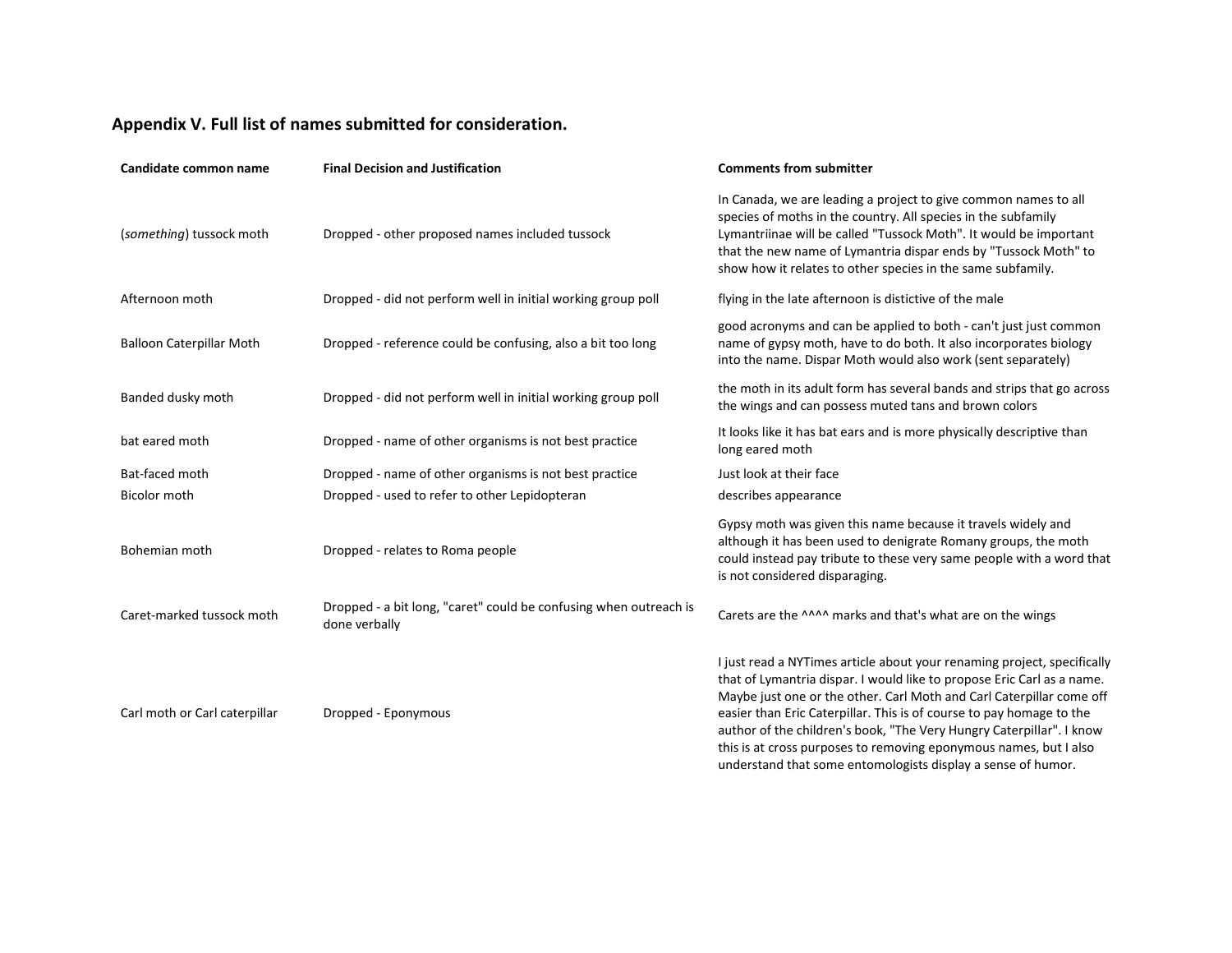### Appendix V. Full list of names submitted for consideration.

| Candidate common name | Final Decision and Justification | Comments from submitter |
|---|---|---|
| (*something*) tussock moth | Dropped - other proposed names included tussock | In Canada, we are leading a project to give common names to all species of moths in the country. All species in the subfamily Lymantriinae will be called "Tussock Moth". It would be important that the new name of Lymantria dispar ends by "Tussock Moth" to show how it relates to other species in the same subfamily. |
| Afternoon moth | Dropped - did not perform well in initial working group poll | flying in the late afternoon is distictive of the male |
| Balloon Caterpillar Moth | Dropped - reference could be confusing, also a bit too long | good acronyms and can be applied to both - can't just just common name of gypsy moth, have to do both. It also incorporates biology into the name. Dispar Moth would also work (sent separately) |
| Banded dusky moth | Dropped - did not perform well in initial working group poll | the moth in its adult form has several bands and strips that go across the wings and can possess muted tans and brown colors |
| bat eared moth | Dropped - name of other organisms is not best practice | It looks like it has bat ears and is more physically descriptive than long eared moth |
| Bat-faced moth | Dropped - name of other organisms is not best practice | Just look at their face |
| Bicolor moth | Dropped - used to refer to other Lepidopteran | describes appearance |
| Bohemian moth | Dropped - relates to Roma people | Gypsy moth was given this name because it travels widely and although it has been used to denigrate Romany groups, the moth could instead pay tribute to these very same people with a word that is not considered disparaging. |
| Caret-marked tussock moth | Dropped - a bit long, "caret" could be confusing when outreach is done verbally | Carets are the ^^^^ marks and that's what are on the wings |
| Carl moth or Carl caterpillar | Dropped - Eponymous | I just read a NYTimes article about your renaming project, specifically that of Lymantria dispar. I would like to propose Eric Carl as a name. Maybe just one or the other. Carl Moth and Carl Caterpillar come off easier than Eric Caterpillar. This is of course to pay homage to the author of the children's book, "The Very Hungry Caterpillar". I know this is at cross purposes to removing eponymous names, but I also understand that some entomologists display a sense of humor. |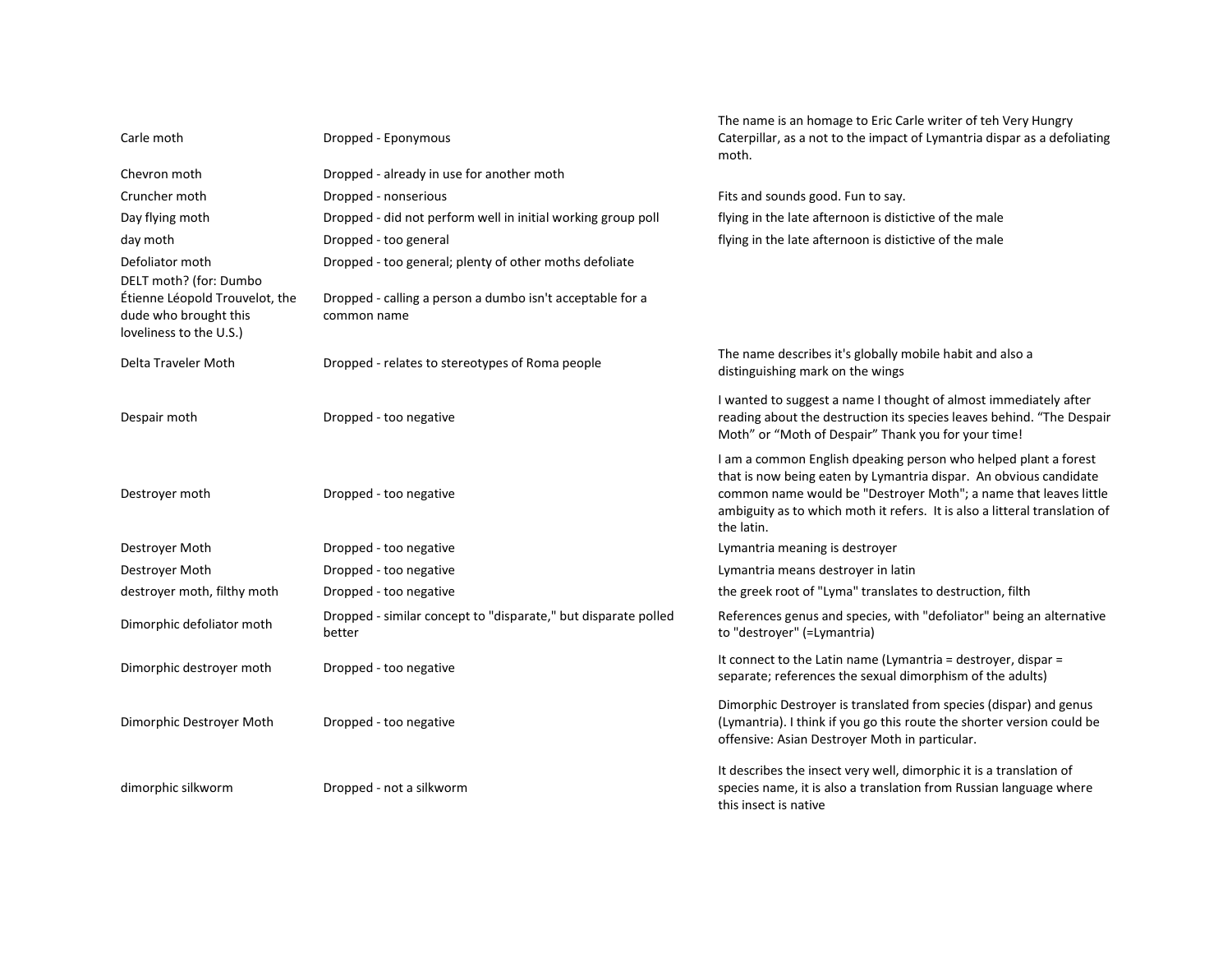| | | |
|---|---|---|
| Carle moth | Dropped - Eponymous | The name is an homage to Eric Carle writer of teh Very Hungry Caterpillar, as a not to the impact of Lymantria dispar as a defoliating moth. |
| Chevron moth | Dropped - already in use for another moth | |
| Cruncher moth | Dropped - nonserious | Fits and sounds good. Fun to say. |
| Day flying moth | Dropped - did not perform well in initial working group poll | flying in the late afternoon is distictive of the male |
| day moth | Dropped - too general | flying in the late afternoon is distictive of the male |
| Defoliator moth | Dropped - too general; plenty of other moths defoliate | |
| DELT moth? (for: Dumbo Étienne Léopold Trouvelot, the dude who brought this loveliness to the U.S.) | Dropped - calling a person a dumbo isn't acceptable for a common name | |
| Delta Traveler Moth | Dropped - relates to stereotypes of Roma people | The name describes it's globally mobile habit and also a distinguishing mark on the wings |
| Despair moth | Dropped - too negative | I wanted to suggest a name I thought of almost immediately after reading about the destruction its species leaves behind. "The Despair Moth" or "Moth of Despair" Thank you for your time! |
| Destroyer moth | Dropped - too negative | I am a common English dpeaking person who helped plant a forest that is now being eaten by Lymantria dispar. An obvious candidate common name would be "Destroyer Moth"; a name that leaves little ambiguity as to which moth it refers. It is also a litteral translation of the latin. |
| Destroyer Moth | Dropped - too negative | Lymantria meaning is destroyer |
| Destroyer Moth | Dropped - too negative | Lymantria means destroyer in latin |
| destroyer moth, filthy moth | Dropped - too negative | the greek root of "Lyma" translates to destruction, filth |
| Dimorphic defoliator moth | Dropped - similar concept to "disparate," but disparate polled better | References genus and species, with "defoliator" being an alternative to "destroyer" (=Lymantria) |
| Dimorphic destroyer moth | Dropped - too negative | It connect to the Latin name (Lymantria = destroyer, dispar = separate; references the sexual dimorphism of the adults) |
| Dimorphic Destroyer Moth | Dropped - too negative | Dimorphic Destroyer is translated from species (dispar) and genus (Lymantria). I think if you go this route the shorter version could be offensive: Asian Destroyer Moth in particular. |
| dimorphic silkworm | Dropped - not a silkworm | It describes the insect very well, dimorphic it is a translation of species name, it is also a translation from Russian language where this insect is native |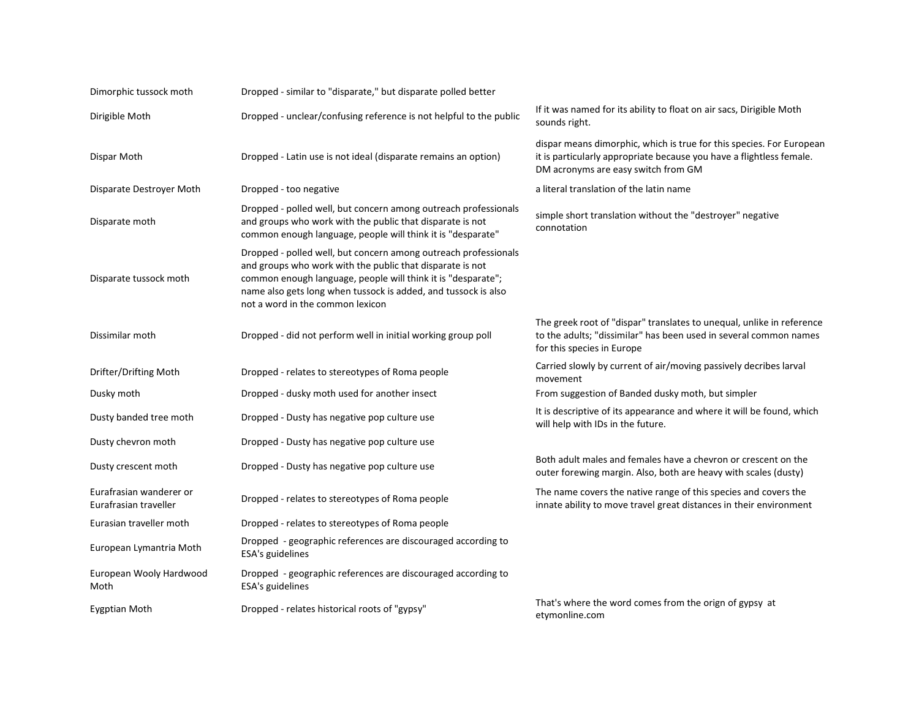| | | |
|---|---|---|
| Dimorphic tussock moth | Dropped - similar to "disparate," but disparate polled better | |
| Dirigible Moth | Dropped - unclear/confusing reference is not helpful to the public | If it was named for its ability to float on air sacs, Dirigible Moth sounds right. |
| Dispar Moth | Dropped - Latin use is not ideal (disparate remains an option) | dispar means dimorphic, which is true for this species. For European it is particularly appropriate because you have a flightless female. DM acronyms are easy switch from GM |
| Disparate Destroyer Moth | Dropped - too negative | a literal translation of the latin name |
| Disparate moth | Dropped - polled well, but concern among outreach professionals and groups who work with the public that disparate is not common enough language, people will think it is "desparate" | simple short translation without the "destroyer" negative connotation |
| Disparate tussock moth | Dropped - polled well, but concern among outreach professionals and groups who work with the public that disparate is not common enough language, people will think it is "desparate"; name also gets long when tussock is added, and tussock is also not a word in the common lexicon | |
| Dissimilar moth | Dropped - did not perform well in initial working group poll | The greek root of "dispar" translates to unequal, unlike in reference to the adults; "dissimilar" has been used in several common names for this species in Europe |
| Drifter/Drifting Moth | Dropped - relates to stereotypes of Roma people | Carried slowly by current of air/moving passively decribes larval movement |
| Dusky moth | Dropped - dusky moth used for another insect | From suggestion of Banded dusky moth, but simpler |
| Dusty banded tree moth | Dropped - Dusty has negative pop culture use | It is descriptive of its appearance and where it will be found, which will help with IDs in the future. |
| Dusty chevron moth | Dropped - Dusty has negative pop culture use | |
| Dusty crescent moth | Dropped - Dusty has negative pop culture use | Both adult males and females have a chevron or crescent on the outer forewing margin. Also, both are heavy with scales (dusty) |
| Eurafrasian wanderer or Eurafrasian traveller | Dropped - relates to stereotypes of Roma people | The name covers the native range of this species and covers the innate ability to move travel great distances in their environment |
| Eurasian traveller moth | Dropped - relates to stereotypes of Roma people | |
| European Lymantria Moth | Dropped - geographic references are discouraged according to ESA's guidelines | |
| European Wooly Hardwood Moth | Dropped - geographic references are discouraged according to ESA's guidelines | |
| Eygptian Moth | Dropped - relates historical roots of "gypsy" | That's where the word comes from the orign of gypsy at etymonline.com |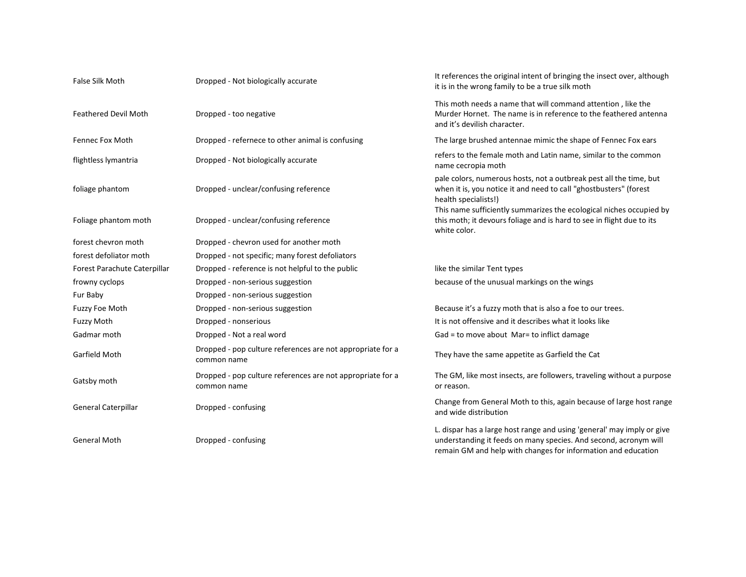| | | |
|---|---|---|
| False Silk Moth | Dropped - Not biologically accurate | It references the original intent of bringing the insect over, although it is in the wrong family to be a true silk moth |
| Feathered Devil Moth | Dropped - too negative | This moth needs a name that will command attention , like the Murder Hornet. The name is in reference to the feathered antenna and it's devilish character. |
| Fennec Fox Moth | Dropped - refernece to other animal is confusing | The large brushed antennae mimic the shape of Fennec Fox ears |
| flightless lymantria | Dropped - Not biologically accurate | refers to the female moth and Latin name, similar to the common name cecropia moth |
| foliage phantom | Dropped - unclear/confusing reference | pale colors, numerous hosts, not a outbreak pest all the time, but when it is, you notice it and need to call "ghostbusters" (forest health specialists!) |
| Foliage phantom moth | Dropped - unclear/confusing reference | This name sufficiently summarizes the ecological niches occupied by this moth; it devours foliage and is hard to see in flight due to its white color. |
| forest chevron moth | Dropped - chevron used for another moth | |
| forest defoliator moth | Dropped - not specific; many forest defoliators | |
| Forest Parachute Caterpillar | Dropped - reference is not helpful to the public | like the similar Tent types |
| frowny cyclops | Dropped - non-serious suggestion | because of the unusual markings on the wings |
| Fur Baby | Dropped - non-serious suggestion | |
| Fuzzy Foe Moth | Dropped - non-serious suggestion | Because it's a fuzzy moth that is also a foe to our trees. |
| Fuzzy Moth | Dropped - nonserious | It is not offensive and it describes what it looks like |
| Gadmar moth | Dropped - Not a real word | Gad = to move about Mar= to inflict damage |
| Garfield Moth | Dropped - pop culture references are not appropriate for a common name | They have the same appetite as Garfield the Cat |
| Gatsby moth | Dropped - pop culture references are not appropriate for a common name | The GM, like most insects, are followers, traveling without a purpose or reason. |
| General Caterpillar | Dropped - confusing | Change from General Moth to this, again because of large host range and wide distribution |
| General Moth | Dropped - confusing | L. dispar has a large host range and using 'general' may imply or give understanding it feeds on many species. And second, acronym will remain GM and help with changes for information and education |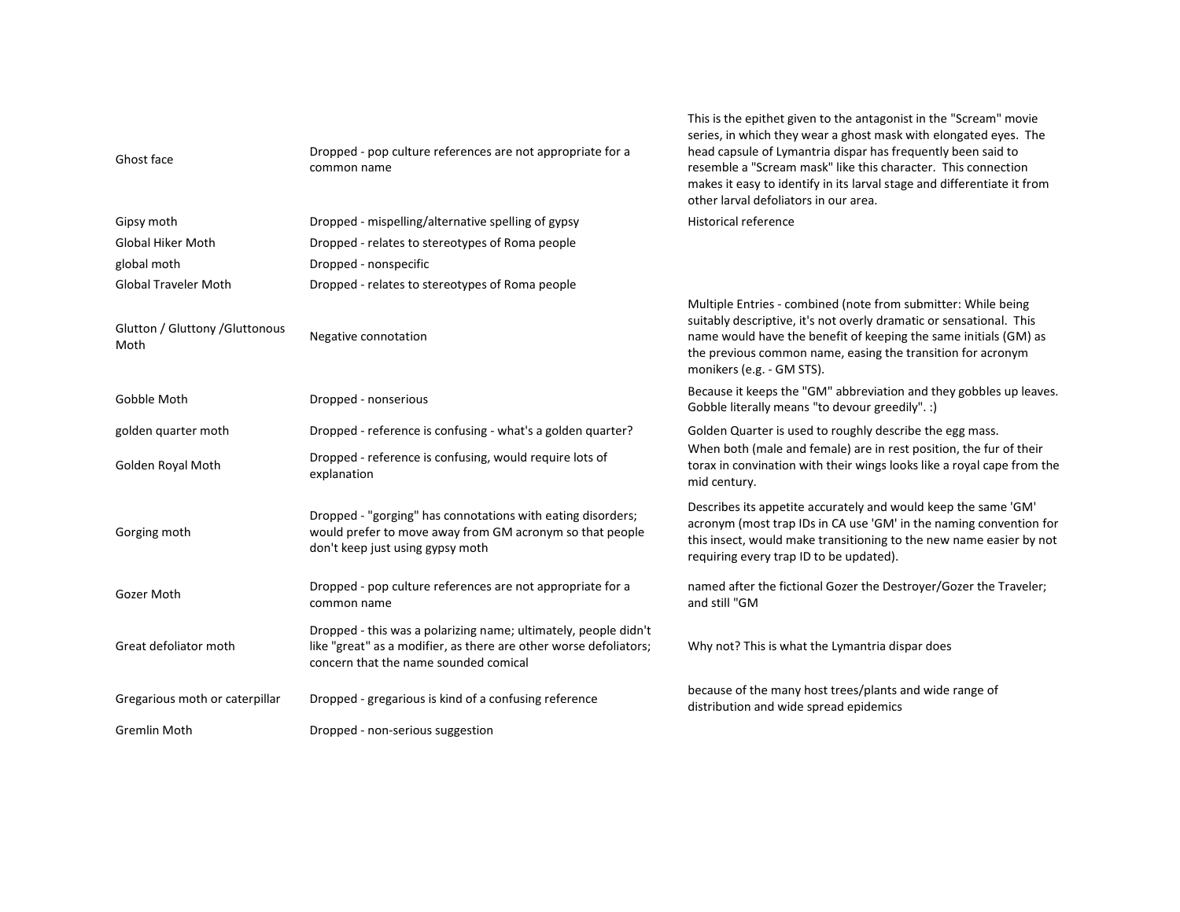| | | |
|---|---|---|
| Ghost face | Dropped - pop culture references are not appropriate for a common name | This is the epithet given to the antagonist in the "Scream" movie series, in which they wear a ghost mask with elongated eyes. The head capsule of Lymantria dispar has frequently been said to resemble a "Scream mask" like this character. This connection makes it easy to identify in its larval stage and differentiate it from other larval defoliators in our area. |
| Gipsy moth | Dropped - mispelling/alternative spelling of gypsy | Historical reference |
| Global Hiker Moth | Dropped - relates to stereotypes of Roma people | |
| global moth | Dropped - nonspecific | |
| Global Traveler Moth | Dropped - relates to stereotypes of Roma people | |
| Glutton / Gluttony /Gluttonous Moth | Negative connotation | Multiple Entries - combined (note from submitter: While being suitably descriptive, it's not overly dramatic or sensational. This name would have the benefit of keeping the same initials (GM) as the previous common name, easing the transition for acronym monikers (e.g. - GM STS). |
| Gobble Moth | Dropped - nonserious | Because it keeps the "GM" abbreviation and they gobbles up leaves. Gobble literally means "to devour greedily". :) |
| golden quarter moth | Dropped - reference is confusing - what's a golden quarter? | Golden Quarter is used to roughly describe the egg mass. |
| Golden Royal Moth | Dropped - reference is confusing, would require lots of explanation | When both (male and female) are in rest position, the fur of their torax in convination with their wings looks like a royal cape from the mid century. |
| Gorging moth | Dropped - "gorging" has connotations with eating disorders; would prefer to move away from GM acronym so that people don't keep just using gypsy moth | Describes its appetite accurately and would keep the same 'GM' acronym (most trap IDs in CA use 'GM' in the naming convention for this insect, would make transitioning to the new name easier by not requiring every trap ID to be updated). |
| Gozer Moth | Dropped - pop culture references are not appropriate for a common name | named after the fictional Gozer the Destroyer/Gozer the Traveler; and still "GM |
| Great defoliator moth | Dropped - this was a polarizing name; ultimately, people didn't like "great" as a modifier, as there are other worse defoliators; concern that the name sounded comical | Why not? This is what the Lymantria dispar does |
| Gregarious moth or caterpillar | Dropped - gregarious is kind of a confusing reference | because of the many host trees/plants and wide range of distribution and wide spread epidemics |
| Gremlin Moth | Dropped - non-serious suggestion | |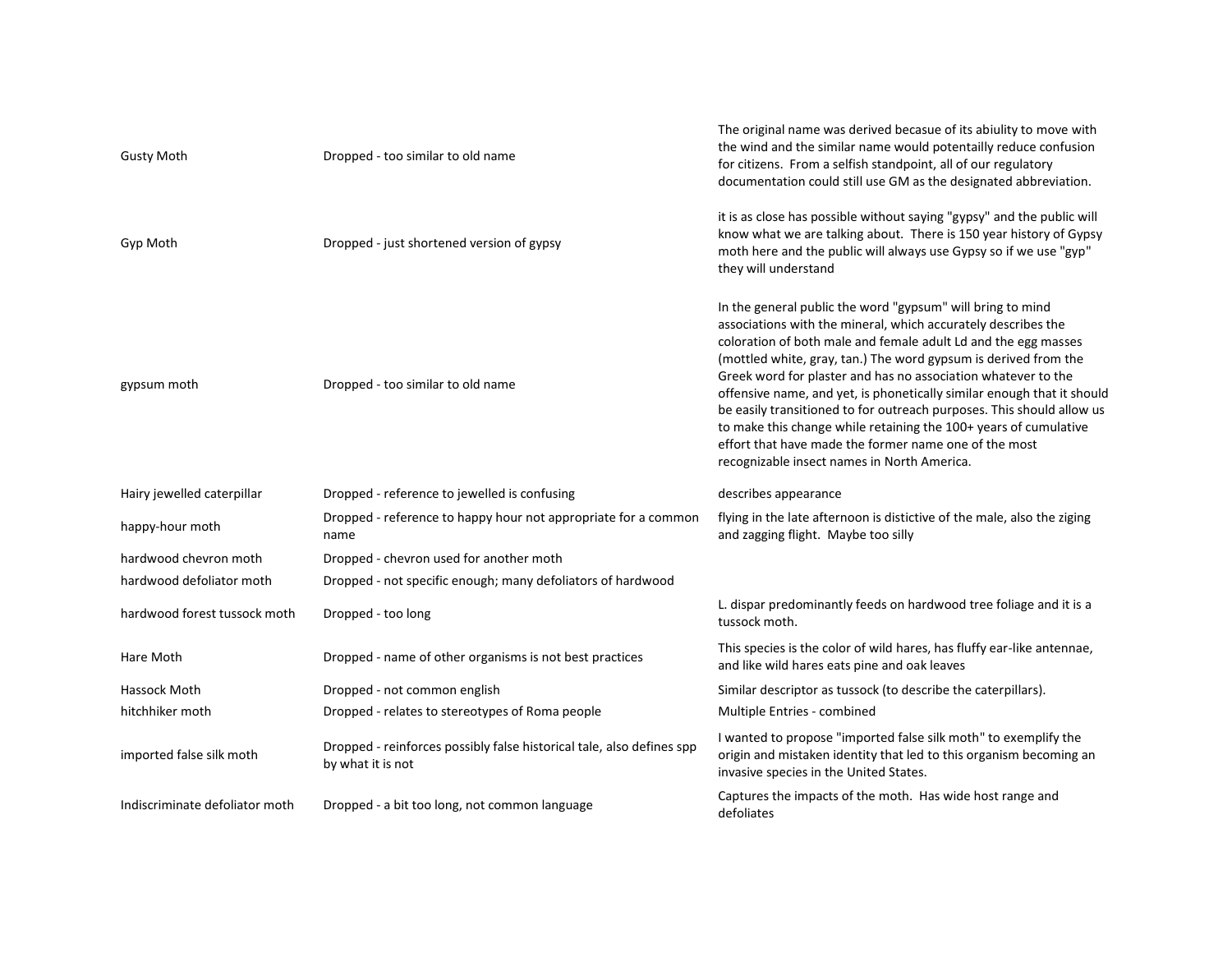| | | |
|---|---|---|
| Gusty Moth | Dropped - too similar to old name | The original name was derived becasue of its abiulity to move with the wind and the similar name would potentailly reduce confusion for citizens. From a selfish standpoint, all of our regulatory documentation could still use GM as the designated abbreviation. |
| Gyp Moth | Dropped - just shortened version of gypsy | it is as close has possible without saying "gypsy" and the public will know what we are talking about. There is 150 year history of Gypsy moth here and the public will always use Gypsy so if we use "gyp" they will understand |
| gypsum moth | Dropped - too similar to old name | In the general public the word "gypsum" will bring to mind associations with the mineral, which accurately describes the coloration of both male and female adult Ld and the egg masses (mottled white, gray, tan.) The word gypsum is derived from the Greek word for plaster and has no association whatever to the offensive name, and yet, is phonetically similar enough that it should be easily transitioned to for outreach purposes. This should allow us to make this change while retaining the 100+ years of cumulative effort that have made the former name one of the most recognizable insect names in North America. |
| Hairy jewelled caterpillar | Dropped - reference to jewelled is confusing | describes appearance |
| happy-hour moth | Dropped - reference to happy hour not appropriate for a common name | flying in the late afternoon is distictive of the male, also the ziging and zagging flight. Maybe too silly |
| hardwood chevron moth | Dropped - chevron used for another moth | |
| hardwood defoliator moth | Dropped - not specific enough; many defoliators of hardwood | |
| hardwood forest tussock moth | Dropped - too long | L. dispar predominantly feeds on hardwood tree foliage and it is a tussock moth. |
| Hare Moth | Dropped - name of other organisms is not best practices | This species is the color of wild hares, has fluffy ear-like antennae, and like wild hares eats pine and oak leaves |
| Hassock Moth | Dropped - not common english | Similar descriptor as tussock (to describe the caterpillars). |
| hitchhiker moth | Dropped - relates to stereotypes of Roma people | Multiple Entries - combined |
| imported false silk moth | Dropped - reinforces possibly false historical tale, also defines spp by what it is not | I wanted to propose "imported false silk moth" to exemplify the origin and mistaken identity that led to this organism becoming an invasive species in the United States. |
| Indiscriminate defoliator moth | Dropped - a bit too long, not common language | Captures the impacts of the moth. Has wide host range and defoliates |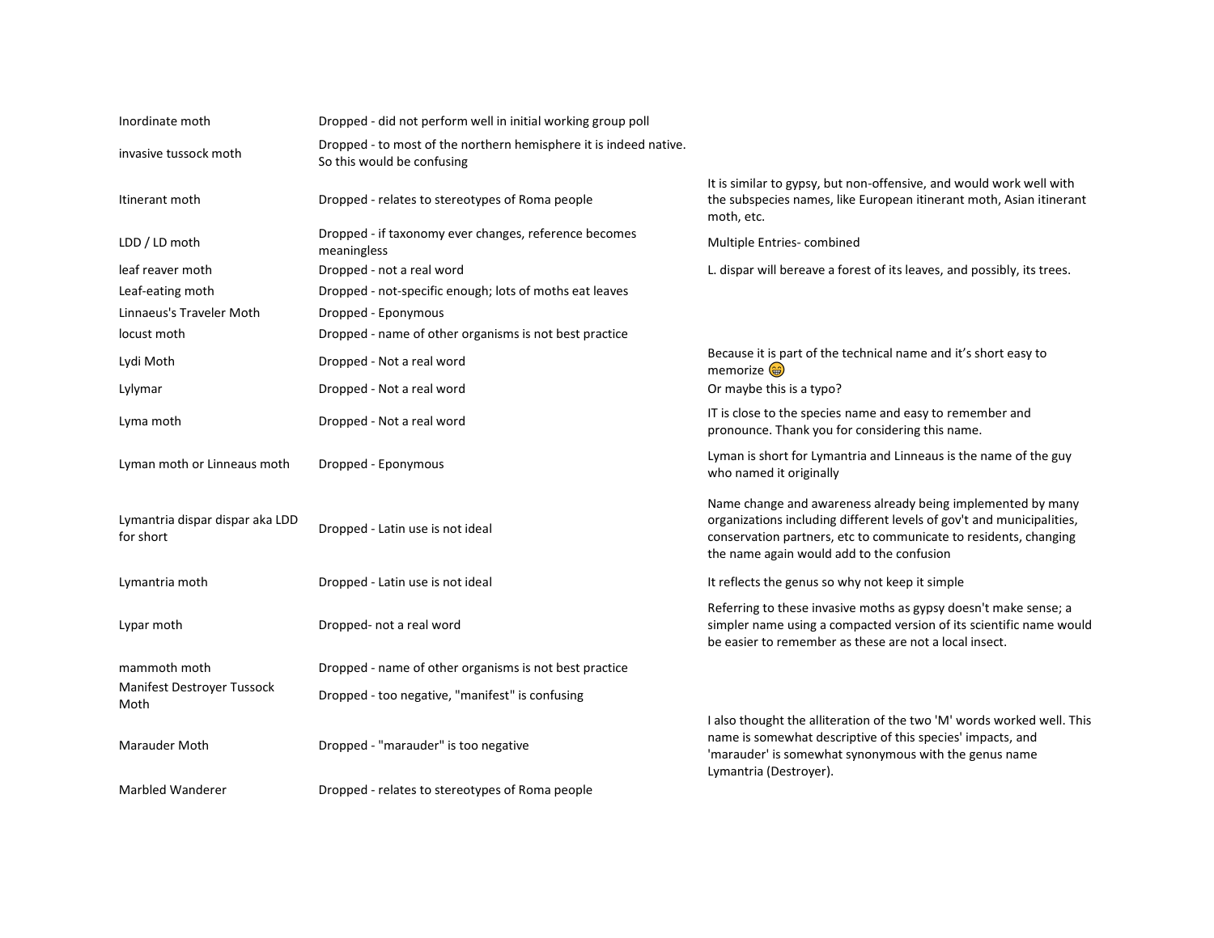| | | |
|---|---|---|
| Inordinate moth | Dropped - did not perform well in initial working group poll | |
| invasive tussock moth | Dropped - to most of the northern hemisphere it is indeed native. So this would be confusing | |
| Itinerant moth | Dropped - relates to stereotypes of Roma people | It is similar to gypsy, but non-offensive, and would work well with the subspecies names, like European itinerant moth, Asian itinerant moth, etc. |
| LDD / LD moth | Dropped - if taxonomy ever changes, reference becomes meaningless | Multiple Entries- combined |
| leaf reaver moth | Dropped - not a real word | L. dispar will bereave a forest of its leaves, and possibly, its trees. |
| Leaf-eating moth | Dropped - not-specific enough; lots of moths eat leaves | |
| Linnaeus's Traveler Moth | Dropped - Eponymous | |
| locust moth | Dropped - name of other organisms is not best practice | |
| Lydi Moth | Dropped - Not a real word | Because it is part of the technical name and it's short easy to memorize 😁 |
| Lylymar | Dropped - Not a real word | Or maybe this is a typo? |
| Lyma moth | Dropped - Not a real word | IT is close to the species name and easy to remember and pronounce. Thank you for considering this name. |
| Lyman moth or Linneaus moth | Dropped - Eponymous | Lyman is short for Lymantria and Linneaus is the name of the guy who named it originally |
| Lymantria dispar dispar aka LDD for short | Dropped - Latin use is not ideal | Name change and awareness already being implemented by many organizations including different levels of gov't and municipalities, conservation partners, etc to communicate to residents, changing the name again would add to the confusion |
| Lymantria moth | Dropped - Latin use is not ideal | It reflects the genus so why not keep it simple |
| Lypar moth | Dropped- not a real word | Referring to these invasive moths as gypsy doesn't make sense; a simpler name using a compacted version of its scientific name would be easier to remember as these are not a local insect. |
| mammoth moth | Dropped - name of other organisms is not best practice | |
| Manifest Destroyer Tussock Moth | Dropped - too negative, "manifest" is confusing | |
| Marauder Moth | Dropped - "marauder" is too negative | I also thought the alliteration of the two 'M' words worked well. This name is somewhat descriptive of this species' impacts, and 'marauder' is somewhat synonymous with the genus name Lymantria (Destroyer). |
| Marbled Wanderer | Dropped - relates to stereotypes of Roma people | |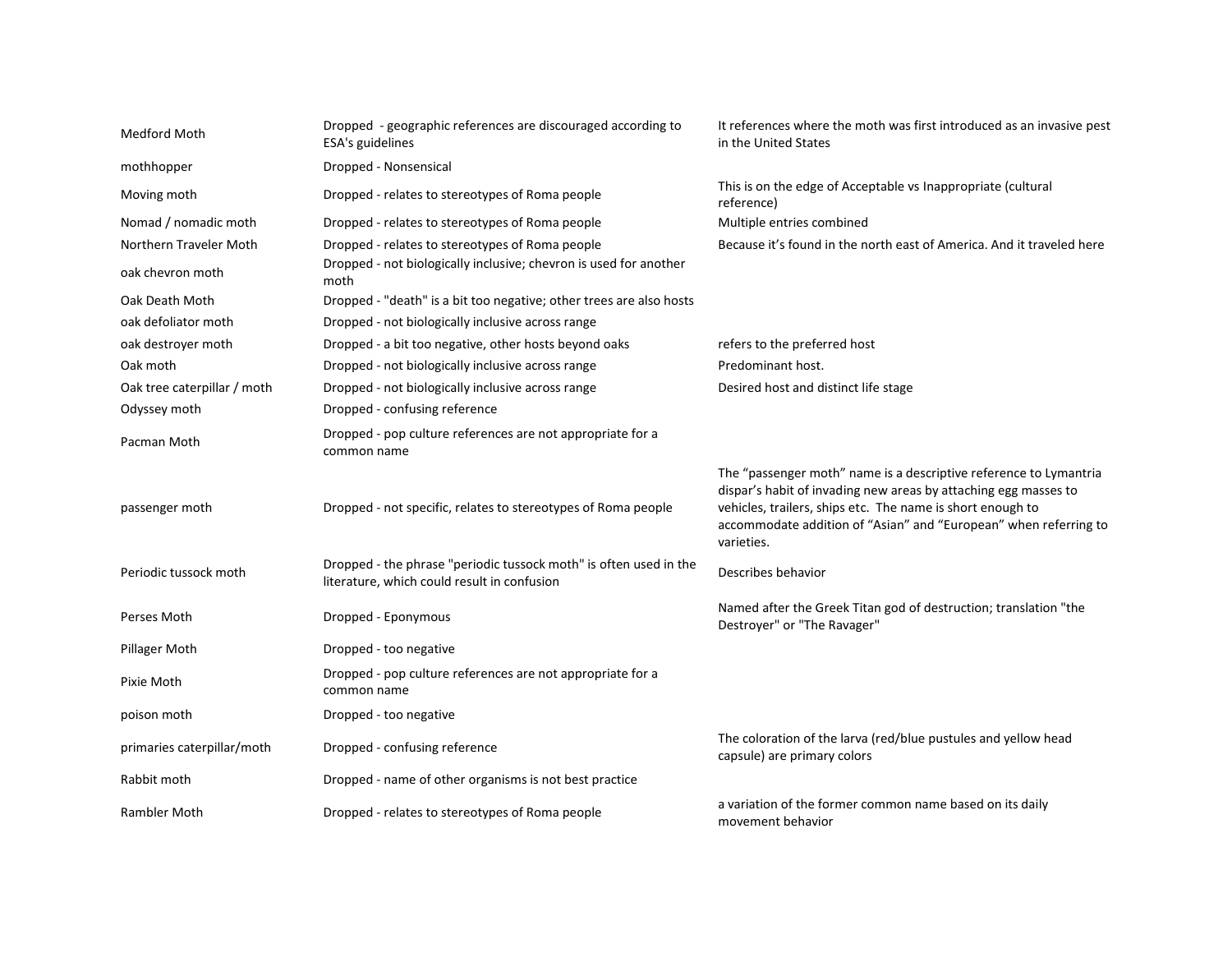| | | |
|---|---|---|
| Medford Moth | Dropped - geographic references are discouraged according to ESA's guidelines | It references where the moth was first introduced as an invasive pest in the United States |
| mothhopper | Dropped - Nonsensical | |
| Moving moth | Dropped - relates to stereotypes of Roma people | This is on the edge of Acceptable vs Inappropriate (cultural reference) |
| Nomad / nomadic moth | Dropped - relates to stereotypes of Roma people | Multiple entries combined |
| Northern Traveler Moth | Dropped - relates to stereotypes of Roma people | Because it's found in the north east of America. And it traveled here |
| oak chevron moth | Dropped - not biologically inclusive; chevron is used for another moth | |
| Oak Death Moth | Dropped - "death" is a bit too negative; other trees are also hosts | |
| oak defoliator moth | Dropped - not biologically inclusive across range | |
| oak destroyer moth | Dropped - a bit too negative, other hosts beyond oaks | refers to the preferred host |
| Oak moth | Dropped - not biologically inclusive across range | Predominant host. |
| Oak tree caterpillar / moth | Dropped - not biologically inclusive across range | Desired host and distinct life stage |
| Odyssey moth | Dropped - confusing reference | |
| Pacman Moth | Dropped - pop culture references are not appropriate for a common name | |
| passenger moth | Dropped - not specific, relates to stereotypes of Roma people | The "passenger moth" name is a descriptive reference to Lymantria dispar's habit of invading new areas by attaching egg masses to vehicles, trailers, ships etc. The name is short enough to accommodate addition of "Asian" and "European" when referring to varieties. |
| Periodic tussock moth | Dropped - the phrase "periodic tussock moth" is often used in the literature, which could result in confusion | Describes behavior |
| Perses Moth | Dropped - Eponymous | Named after the Greek Titan god of destruction; translation "the Destroyer" or "The Ravager" |
| Pillager Moth | Dropped - too negative | |
| Pixie Moth | Dropped - pop culture references are not appropriate for a common name | |
| poison moth | Dropped - too negative | |
| primaries caterpillar/moth | Dropped - confusing reference | The coloration of the larva (red/blue pustules and yellow head capsule) are primary colors |
| Rabbit moth | Dropped - name of other organisms is not best practice | |
| Rambler Moth | Dropped - relates to stereotypes of Roma people | a variation of the former common name based on its daily movement behavior |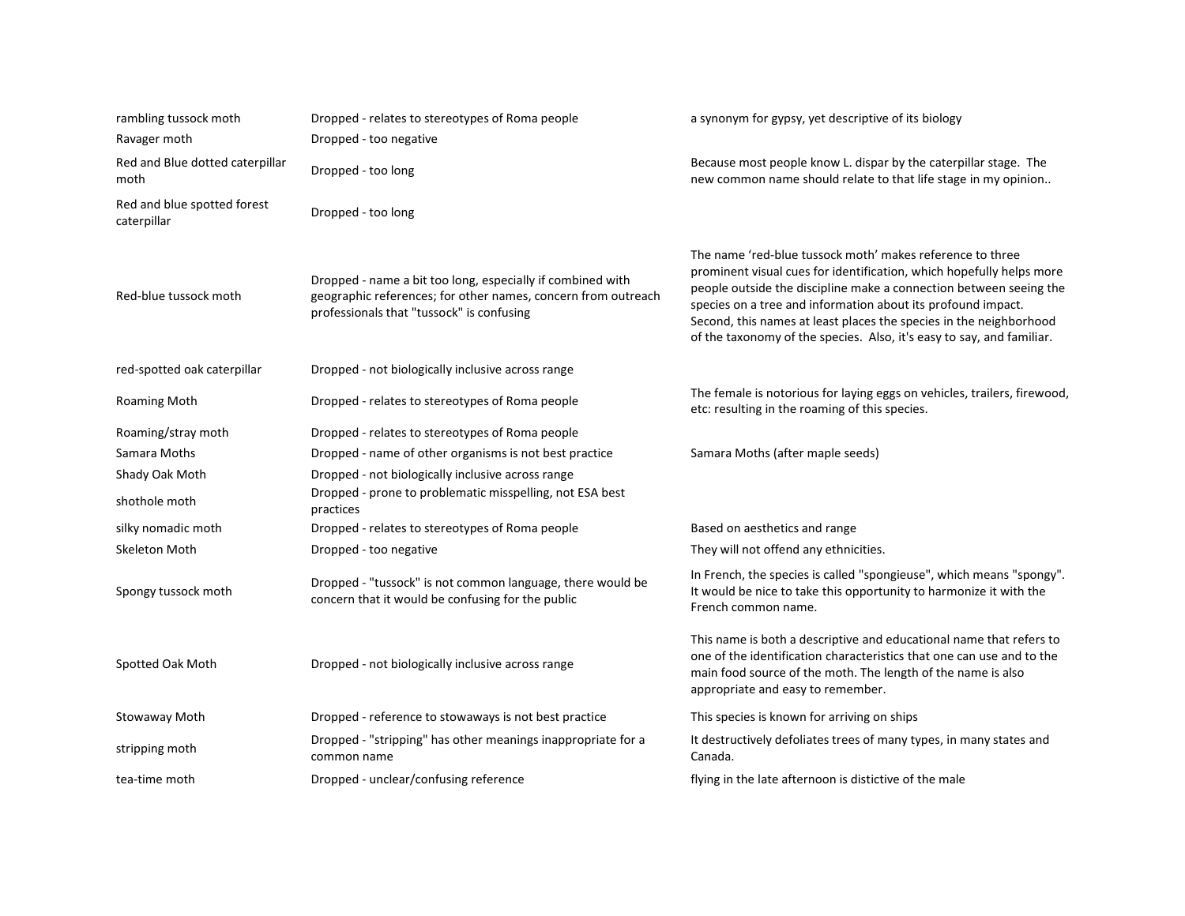| | | |
|---|---|---|
| rambling tussock moth | Dropped - relates to stereotypes of Roma people | a synonym for gypsy, yet descriptive of its biology |
| Ravager moth | Dropped - too negative | |
| Red and Blue dotted caterpillar moth | Dropped - too long | Because most people know L. dispar by the caterpillar stage. The new common name should relate to that life stage in my opinion.. |
| Red and blue spotted forest caterpillar | Dropped - too long | |
| Red-blue tussock moth | Dropped - name a bit too long, especially if combined with geographic references; for other names, concern from outreach professionals that "tussock" is confusing | The name 'red-blue tussock moth' makes reference to three prominent visual cues for identification, which hopefully helps more people outside the discipline make a connection between seeing the species on a tree and information about its profound impact. Second, this names at least places the species in the neighborhood of the taxonomy of the species. Also, it's easy to say, and familiar. |
| red-spotted oak caterpillar | Dropped - not biologically inclusive across range | |
| Roaming Moth | Dropped - relates to stereotypes of Roma people | The female is notorious for laying eggs on vehicles, trailers, firewood, etc: resulting in the roaming of this species. |
| Roaming/stray moth | Dropped - relates to stereotypes of Roma people | |
| Samara Moths | Dropped - name of other organisms is not best practice | Samara Moths (after maple seeds) |
| Shady Oak Moth | Dropped - not biologically inclusive across range | |
| shothole moth | Dropped - prone to problematic misspelling, not ESA best practices | |
| silky nomadic moth | Dropped - relates to stereotypes of Roma people | Based on aesthetics and range |
| Skeleton Moth | Dropped - too negative | They will not offend any ethnicities. |
| Spongy tussock moth | Dropped - "tussock" is not common language, there would be concern that it would be confusing for the public | In French, the species is called "spongieuse", which means "spongy". It would be nice to take this opportunity to harmonize it with the French common name. |
| Spotted Oak Moth | Dropped - not biologically inclusive across range | This name is both a descriptive and educational name that refers to one of the identification characteristics that one can use and to the main food source of the moth. The length of the name is also appropriate and easy to remember. |
| Stowaway Moth | Dropped - reference to stowaways is not best practice | This species is known for arriving on ships |
| stripping moth | Dropped - "stripping" has other meanings inappropriate for a common name | It destructively defoliates trees of many types, in many states and Canada. |
| tea-time moth | Dropped - unclear/confusing reference | flying in the late afternoon is distictive of the male |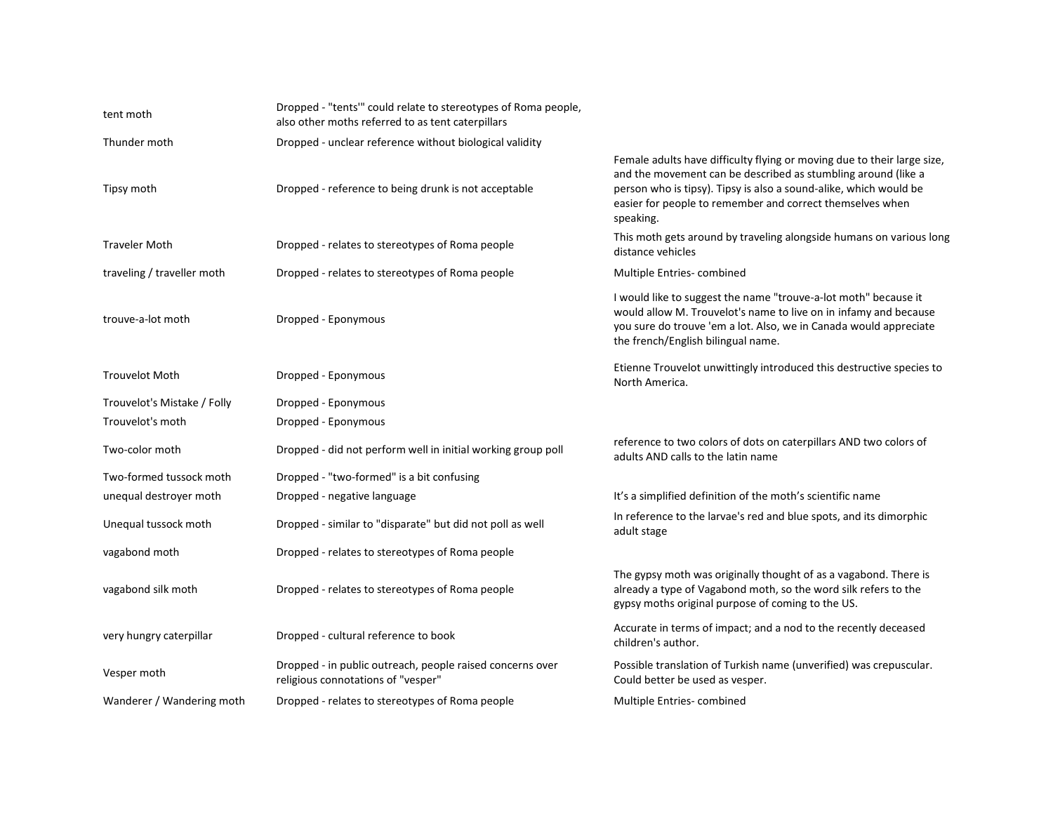| | | |
|---|---|---|
| tent moth | Dropped - "tents'" could relate to stereotypes of Roma people, also other moths referred to as tent caterpillars | |
| Thunder moth | Dropped - unclear reference without biological validity | |
| Tipsy moth | Dropped - reference to being drunk is not acceptable | Female adults have difficulty flying or moving due to their large size, and the movement can be described as stumbling around (like a person who is tipsy). Tipsy is also a sound-alike, which would be easier for people to remember and correct themselves when speaking. |
| Traveler Moth | Dropped - relates to stereotypes of Roma people | This moth gets around by traveling alongside humans on various long distance vehicles |
| traveling / traveller moth | Dropped - relates to stereotypes of Roma people | Multiple Entries- combined |
| trouve-a-lot moth | Dropped - Eponymous | I would like to suggest the name "trouve-a-lot moth" because it would allow M. Trouvelot's name to live on in infamy and because you sure do trouve 'em a lot. Also, we in Canada would appreciate the french/English bilingual name. |
| Trouvelot Moth | Dropped - Eponymous | Etienne Trouvelot unwittingly introduced this destructive species to North America. |
| Trouvelot's Mistake / Folly | Dropped - Eponymous | |
| Trouvelot's moth | Dropped - Eponymous | |
| Two-color moth | Dropped - did not perform well in initial working group poll | reference to two colors of dots on caterpillars AND two colors of adults AND calls to the latin name |
| Two-formed tussock moth | Dropped - "two-formed" is a bit confusing | |
| unequal destroyer moth | Dropped - negative language | It's a simplified definition of the moth's scientific name |
| Unequal tussock moth | Dropped - similar to "disparate" but did not poll as well | In reference to the larvae's red and blue spots, and its dimorphic adult stage |
| vagabond moth | Dropped - relates to stereotypes of Roma people | |
| vagabond silk moth | Dropped - relates to stereotypes of Roma people | The gypsy moth was originally thought of as a vagabond. There is already a type of Vagabond moth, so the word silk refers to the gypsy moths original purpose of coming to the US. |
| very hungry caterpillar | Dropped - cultural reference to book | Accurate in terms of impact; and a nod to the recently deceased children's author. |
| Vesper moth | Dropped - in public outreach, people raised concerns over religious connotations of "vesper" | Possible translation of Turkish name (unverified) was crepuscular. Could better be used as vesper. |
| Wanderer / Wandering moth | Dropped - relates to stereotypes of Roma people | Multiple Entries- combined |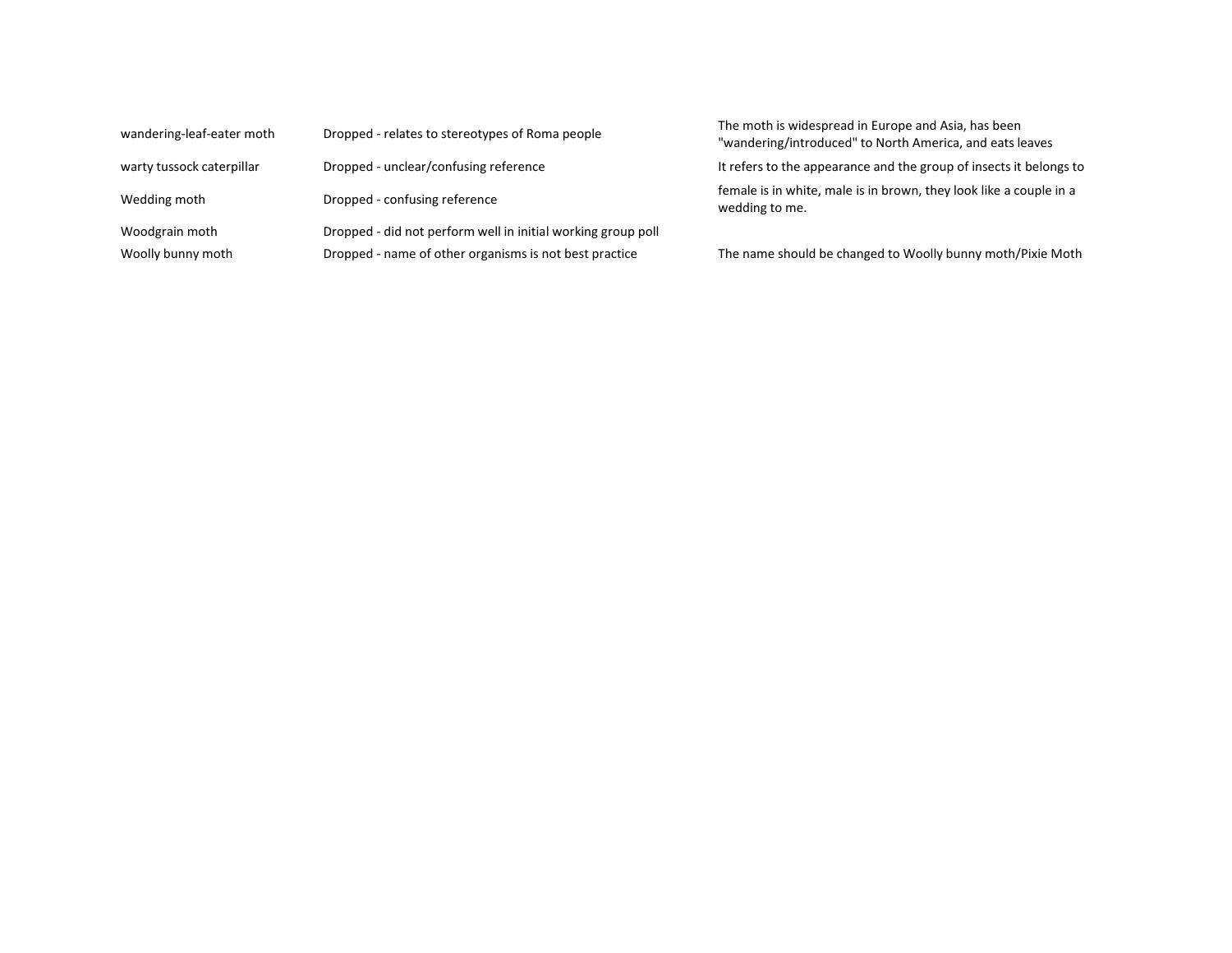| | | |
|---|---|---|
| wandering-leaf-eater moth | Dropped - relates to stereotypes of Roma people | The moth is widespread in Europe and Asia, has been "wandering/introduced" to North America, and eats leaves |
| warty tussock caterpillar | Dropped - unclear/confusing reference | It refers to the appearance and the group of insects it belongs to |
| Wedding moth | Dropped - confusing reference | female is in white, male is in brown, they look like a couple in a wedding to me. |
| Woodgrain moth | Dropped - did not perform well in initial working group poll | |
| Woolly bunny moth | Dropped - name of other organisms is not best practice | The name should be changed to Woolly bunny moth/Pixie Moth |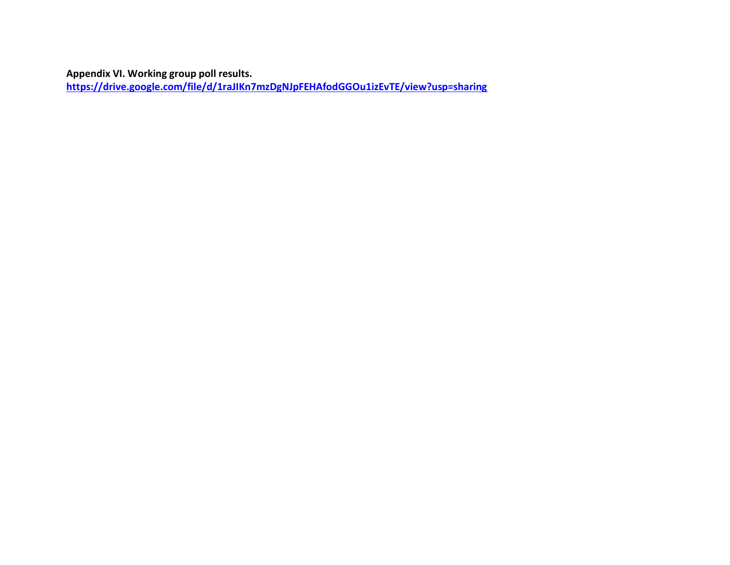**Appendix VI. Working group poll results.**
https://drive.google.com/file/d/1raJIKn7mzDgNJpFEHAfodGGOu1izEvTE/view?usp=sharing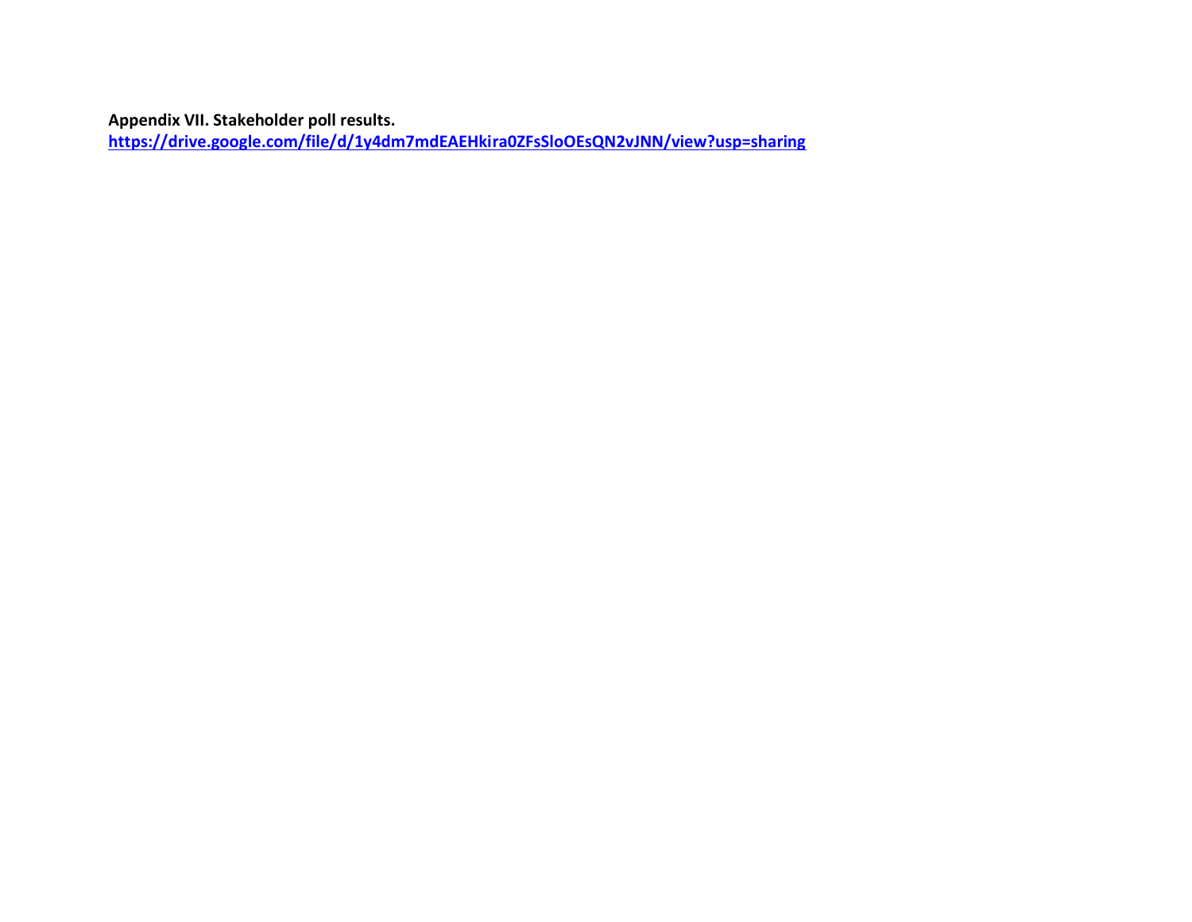**Appendix VII. Stakeholder poll results.**

https://drive.google.com/file/d/1y4dm7mdEAEHkira0ZFsSloOEsQN2vJNN/view?usp=sharing